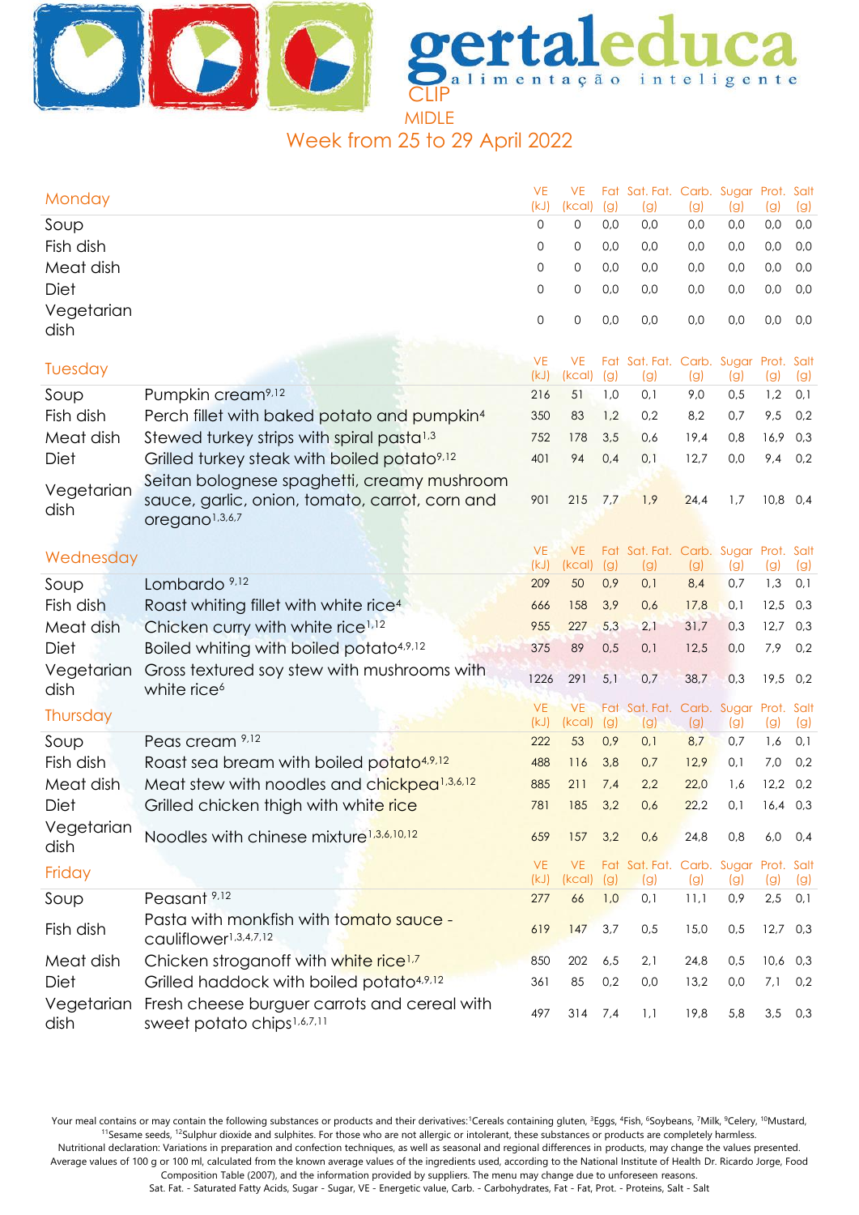# gertaleduca

alimentação inteligente

CLIP

MIDLE

## Week from 25 to 29 April 2022

| Monday | | VE (kJ) | VE (kcal) | Fat (g) | Sat. Fat. (g) | Carb. (g) | Sugar (g) | Prot. (g) | Salt (g) |
|---|---|---|---|---|---|---|---|---|---|
| Soup | | 0 | 0 | 0,0 | 0,0 | 0,0 | 0,0 | 0,0 | 0,0 |
| Fish dish | | 0 | 0 | 0,0 | 0,0 | 0,0 | 0,0 | 0,0 | 0,0 |
| Meat dish | | 0 | 0 | 0,0 | 0,0 | 0,0 | 0,0 | 0,0 | 0,0 |
| Diet | | 0 | 0 | 0,0 | 0,0 | 0,0 | 0,0 | 0,0 | 0,0 |
| Vegetarian dish | | 0 | 0 | 0,0 | 0,0 | 0,0 | 0,0 | 0,0 | 0,0 |

| Tuesday | | VE (kJ) | VE (kcal) | Fat (g) | Sat. Fat. (g) | Carb. (g) | Sugar (g) | Prot. (g) | Salt (g) |
|---|---|---|---|---|---|---|---|---|---|
| Soup | Pumpkin cream[9,12] | 216 | 51 | 1,0 | 0,1 | 9,0 | 0,5 | 1,2 | 0,1 |
| Fish dish | Perch fillet with baked potato and pumpkin[4] | 350 | 83 | 1,2 | 0,2 | 8,2 | 0,7 | 9,5 | 0,2 |
| Meat dish | Stewed turkey strips with spiral pasta[1,3] | 752 | 178 | 3,5 | 0,6 | 19,4 | 0,8 | 16,9 | 0,3 |
| Diet | Grilled turkey steak with boiled potato[9,12] | 401 | 94 | 0,4 | 0,1 | 12,7 | 0,0 | 9,4 | 0,2 |
| Vegetarian dish | Seitan bolognese spaghetti, creamy mushroom sauce, garlic, onion, tomato, carrot, corn and oregano[1,3,6,7] | 901 | 215 | 7,7 | 1,9 | 24,4 | 1,7 | 10,8 | 0,4 |

| Wednesday | | VE (kJ) | VE (kcal) | Fat (g) | Sat. Fat. (g) | Carb. (g) | Sugar (g) | Prot. (g) | Salt (g) |
|---|---|---|---|---|---|---|---|---|---|
| Soup | Lombardo [9,12] | 209 | 50 | 0,9 | 0,1 | 8,4 | 0,7 | 1,3 | 0,1 |
| Fish dish | Roast whiting fillet with white rice[4] | 666 | 158 | 3,9 | 0,6 | 17,8 | 0,1 | 12,5 | 0,3 |
| Meat dish | Chicken curry with white rice[1,12] | 955 | 227 | 5,3 | 2,1 | 31,7 | 0,3 | 12,7 | 0,3 |
| Diet | Boiled whiting with boiled potato[4,9,12] | 375 | 89 | 0,5 | 0,1 | 12,5 | 0,0 | 7,9 | 0,2 |
| Vegetarian dish | Gross textured soy stew with mushrooms with white rice[6] | 1226 | 291 | 5,1 | 0,7 | 38,7 | 0,3 | 19,5 | 0,2 |

| Thursday | | VE (kJ) | VE (kcal) | Fat (g) | Sat. Fat. (g) | Carb. (g) | Sugar (g) | Prot. (g) | Salt (g) |
|---|---|---|---|---|---|---|---|---|---|
| Soup | Peas cream [9,12] | 222 | 53 | 0,9 | 0,1 | 8,7 | 0,7 | 1,6 | 0,1 |
| Fish dish | Roast sea bream with boiled potato[4,9,12] | 488 | 116 | 3,8 | 0,7 | 12,9 | 0,1 | 7,0 | 0,2 |
| Meat dish | Meat stew with noodles and chickpea[1,3,6,12] | 885 | 211 | 7,4 | 2,2 | 22,0 | 1,6 | 12,2 | 0,2 |
| Diet | Grilled chicken thigh with white rice | 781 | 185 | 3,2 | 0,6 | 22,2 | 0,1 | 16,4 | 0,3 |
| Vegetarian dish | Noodles with chinese mixture[1,3,6,10,12] | 659 | 157 | 3,2 | 0,6 | 24,8 | 0,8 | 6,0 | 0,4 |

| Friday | | VE (kJ) | VE (kcal) | Fat (g) | Sat. Fat. (g) | Carb. (g) | Sugar (g) | Prot. (g) | Salt (g) |
|---|---|---|---|---|---|---|---|---|---|
| Soup | Peasant [9,12] | 277 | 66 | 1,0 | 0,1 | 11,1 | 0,9 | 2,5 | 0,1 |
| Fish dish | Pasta with monkfish with tomato sauce - cauliflower[1,3,4,7,12] | 619 | 147 | 3,7 | 0,5 | 15,0 | 0,5 | 12,7 | 0,3 |
| Meat dish | Chicken stroganoff with white rice[1,7] | 850 | 202 | 6,5 | 2,1 | 24,8 | 0,5 | 10,6 | 0,3 |
| Diet | Grilled haddock with boiled potato[4,9,12] | 361 | 85 | 0,2 | 0,0 | 13,2 | 0,0 | 7,1 | 0,2 |
| Vegetarian dish | Fresh cheese burguer carrots and cereal with sweet potato chips[1,6,7,11] | 497 | 314 | 7,4 | 1,1 | 19,8 | 5,8 | 3,5 | 0,3 |

Your meal contains or may contain the following substances or products and their derivatives:[1]Cereals containing gluten, [3]Eggs, [4]Fish, [6]Soybeans, [7]Milk, [9]Celery, [10]Mustard, [11]Sesame seeds, [12]Sulphur dioxide and sulphites. For those who are not allergic or intolerant, these substances or products are completely harmless.
Nutritional declaration: Variations in preparation and confection techniques, as well as seasonal and regional differences in products, may change the values presented. Average values of 100 g or 100 ml, calculated from the known average values of the ingredients used, according to the National Institute of Health Dr. Ricardo Jorge, Food Composition Table (2007), and the information provided by suppliers. The menu may change due to unforeseen reasons.
Sat. Fat. - Saturated Fatty Acids, Sugar - Sugar, VE - Energetic value, Carb. - Carbohydrates, Fat - Fat, Prot. - Proteins, Salt - Salt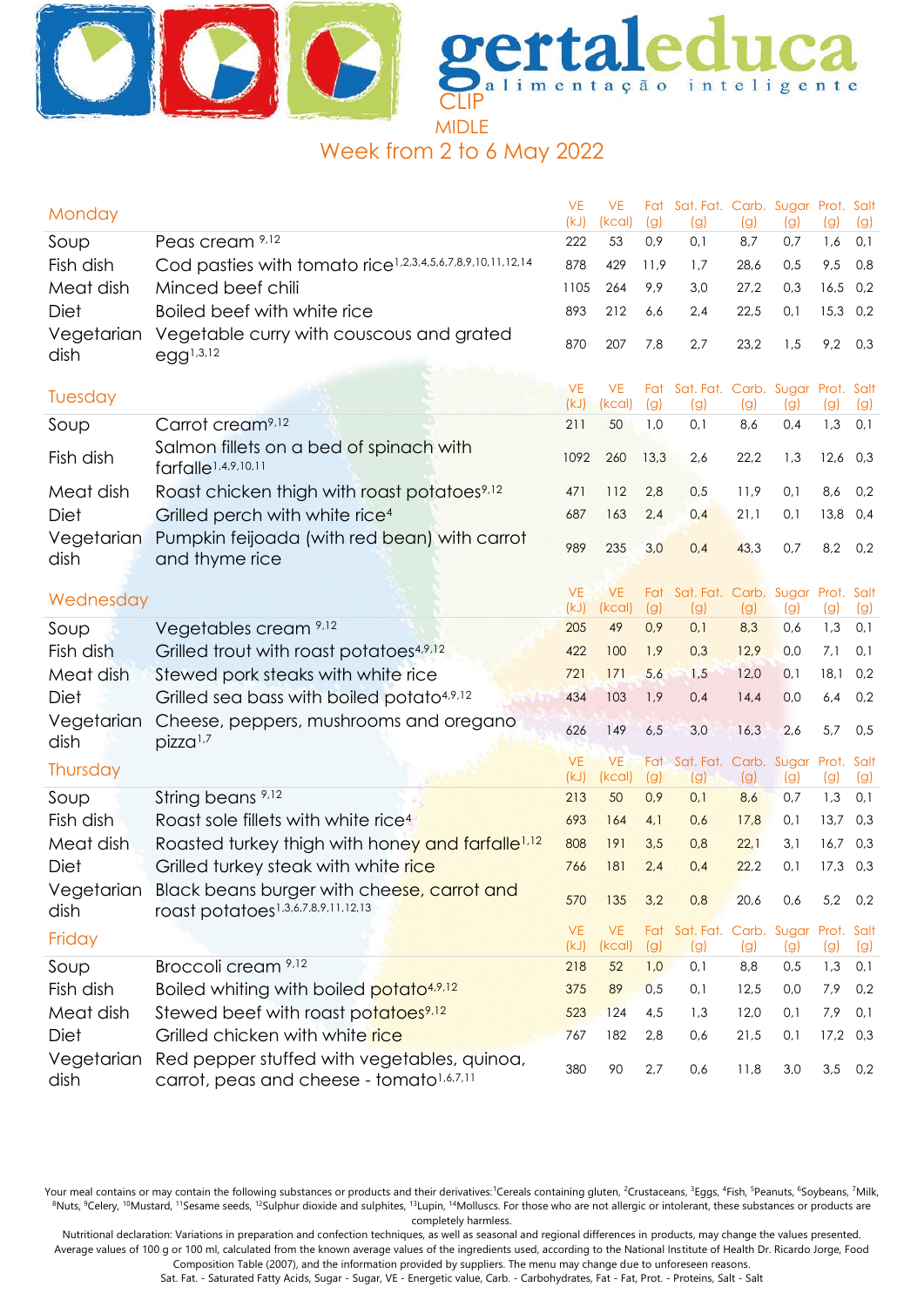# gertaleduca

alimentação inteligente

CLIP

MIDLE

Week from 2 to 6 May 2022

| Monday | | VE (kJ) | VE (kcal) | Fat (g) | Sat. Fat. (g) | Carb. (g) | Sugar (g) | Prot. (g) | Salt (g) |
|---|---|---|---|---|---|---|---|---|---|
| Soup | Peas cream [9,12] | 222 | 53 | 0,9 | 0,1 | 8,7 | 0,7 | 1,6 | 0,1 |
| Fish dish | Cod pasties with tomato rice[1,2,3,4,5,6,7,8,9,10,11,12,14] | 878 | 429 | 11,9 | 1,7 | 28,6 | 0,5 | 9,5 | 0,8 |
| Meat dish | Minced beef chili | 1105 | 264 | 9,9 | 3,0 | 27,2 | 0,3 | 16,5 | 0,2 |
| Diet | Boiled beef with white rice | 893 | 212 | 6,6 | 2,4 | 22,5 | 0,1 | 15,3 | 0,2 |
| Vegetarian dish | Vegetable curry with couscous and grated egg[1,3,12] | 870 | 207 | 7,8 | 2,7 | 23,2 | 1,5 | 9,2 | 0,3 |

| Tuesday | | VE (kJ) | VE (kcal) | Fat (g) | Sat. Fat. (g) | Carb. (g) | Sugar (g) | Prot. (g) | Salt (g) |
|---|---|---|---|---|---|---|---|---|---|
| Soup | Carrot cream[9,12] | 211 | 50 | 1,0 | 0,1 | 8,6 | 0,4 | 1,3 | 0,1 |
| Fish dish | Salmon fillets on a bed of spinach with farfalle[1,4,9,10,11] | 1092 | 260 | 13,3 | 2,6 | 22,2 | 1,3 | 12,6 | 0,3 |
| Meat dish | Roast chicken thigh with roast potatoes[9,12] | 471 | 112 | 2,8 | 0,5 | 11,9 | 0,1 | 8,6 | 0,2 |
| Diet | Grilled perch with white rice[4] | 687 | 163 | 2,4 | 0,4 | 21,1 | 0,1 | 13,8 | 0,4 |
| Vegetarian dish | Pumpkin feijoada (with red bean) with carrot and thyme rice | 989 | 235 | 3,0 | 0,4 | 43,3 | 0,7 | 8,2 | 0,2 |

| Wednesday | | VE (kJ) | VE (kcal) | Fat (g) | Sat. Fat. (g) | Carb. (g) | Sugar (g) | Prot. (g) | Salt (g) |
|---|---|---|---|---|---|---|---|---|---|
| Soup | Vegetables cream [9,12] | 205 | 49 | 0,9 | 0,1 | 8,3 | 0,6 | 1,3 | 0,1 |
| Fish dish | Grilled trout with roast potatoes[4,9,12] | 422 | 100 | 1,9 | 0,3 | 12,9 | 0,0 | 7,1 | 0,1 |
| Meat dish | Stewed pork steaks with white rice | 721 | 171 | 5,6 | 1,5 | 12,0 | 0,1 | 18,1 | 0,2 |
| Diet | Grilled sea bass with boiled potato[4,9,12] | 434 | 103 | 1,9 | 0,4 | 14,4 | 0,0 | 6,4 | 0,2 |
| Vegetarian dish | Cheese, peppers, mushrooms and oregano pizza[1,7] | 626 | 149 | 6,5 | 3,0 | 16,3 | 2,6 | 5,7 | 0,5 |

| Thursday | | VE (kJ) | VE (kcal) | Fat (g) | Sat. Fat. (g) | Carb. (g) | Sugar (g) | Prot. (g) | Salt (g) |
|---|---|---|---|---|---|---|---|---|---|
| Soup | String beans [9,12] | 213 | 50 | 0,9 | 0,1 | 8,6 | 0,7 | 1,3 | 0,1 |
| Fish dish | Roast sole fillets with white rice[4] | 693 | 164 | 4,1 | 0,6 | 17,8 | 0,1 | 13,7 | 0,3 |
| Meat dish | Roasted turkey thigh with honey and farfalle[1,12] | 808 | 191 | 3,5 | 0,8 | 22,1 | 3,1 | 16,7 | 0,3 |
| Diet | Grilled turkey steak with white rice | 766 | 181 | 2,4 | 0,4 | 22,2 | 0,1 | 17,3 | 0,3 |
| Vegetarian dish | Black beans burger with cheese, carrot and roast potatoes[1,3,6,7,8,9,11,12,13] | 570 | 135 | 3,2 | 0,8 | 20,6 | 0,6 | 5,2 | 0,2 |

| Friday | | VE (kJ) | VE (kcal) | Fat (g) | Sat. Fat. (g) | Carb. (g) | Sugar (g) | Prot. (g) | Salt (g) |
|---|---|---|---|---|---|---|---|---|---|
| Soup | Broccoli cream [9,12] | 218 | 52 | 1,0 | 0,1 | 8,8 | 0,5 | 1,3 | 0,1 |
| Fish dish | Boiled whiting with boiled potato[4,9,12] | 375 | 89 | 0,5 | 0,1 | 12,5 | 0,0 | 7,9 | 0,2 |
| Meat dish | Stewed beef with roast potatoes[9,12] | 523 | 124 | 4,5 | 1,3 | 12,0 | 0,1 | 7,9 | 0,1 |
| Diet | Grilled chicken with white rice | 767 | 182 | 2,8 | 0,6 | 21,5 | 0,1 | 17,2 | 0,3 |
| Vegetarian dish | Red pepper stuffed with vegetables, quinoa, carrot, peas and cheese - tomato[1,6,7,11] | 380 | 90 | 2,7 | 0,6 | 11,8 | 3,0 | 3,5 | 0,2 |

Your meal contains or may contain the following substances or products and their derivatives:[1]Cereals containing gluten, [2]Crustaceans, [3]Eggs, [4]Fish, [5]Peanuts, [6]Soybeans, [7]Milk, [8]Nuts, [9]Celery, [10]Mustard, [11]Sesame seeds, [12]Sulphur dioxide and sulphites, [13]Lupin, [14]Molluscs. For those who are not allergic or intolerant, these substances or products are completely harmless.

Nutritional declaration: Variations in preparation and confection techniques, as well as seasonal and regional differences in products, may change the values presented. Average values of 100 g or 100 ml, calculated from the known average values of the ingredients used, according to the National Institute of Health Dr. Ricardo Jorge, Food Composition Table (2007), and the information provided by suppliers. The menu may change due to unforeseen reasons.

Sat. Fat. - Saturated Fatty Acids, Sugar - Sugar, VE - Energetic value, Carb. - Carbohydrates, Fat - Fat, Prot. - Proteins, Salt - Salt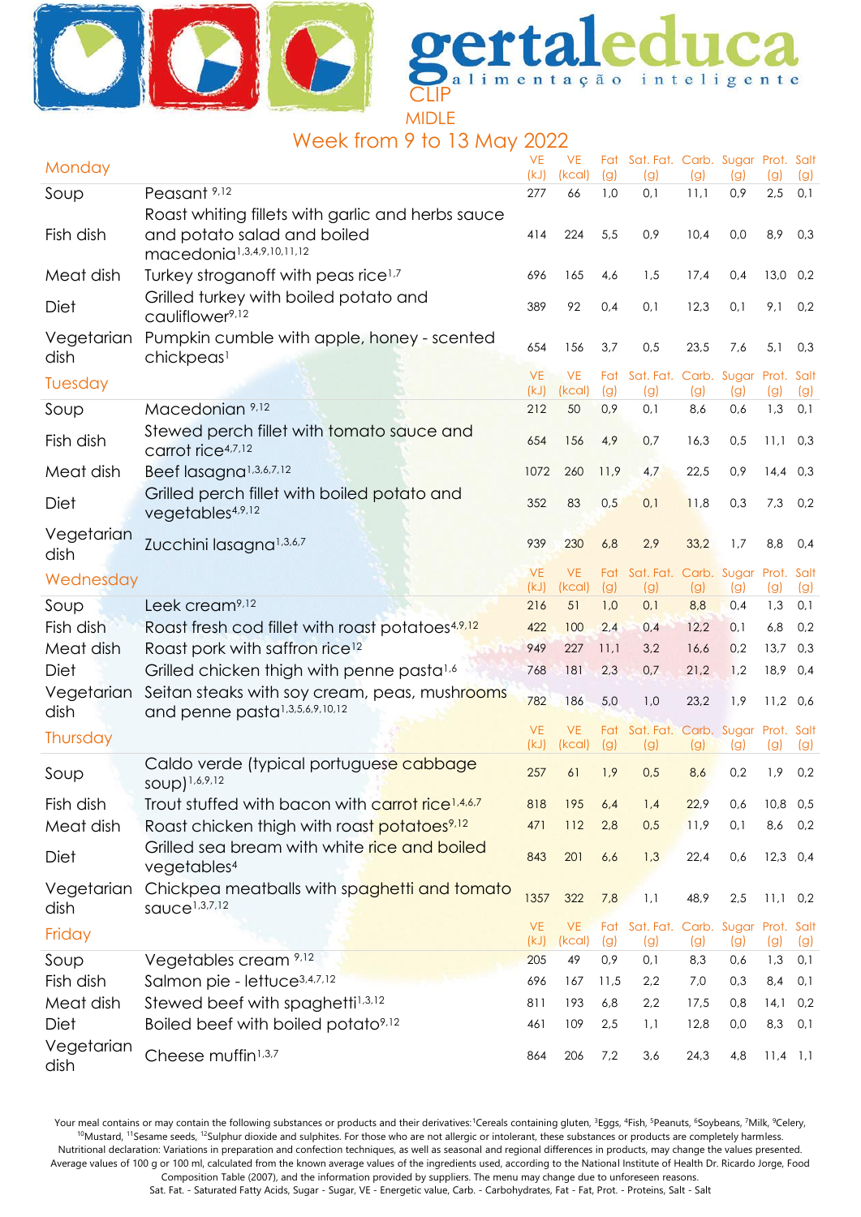# gertaleduca

alimentação inteligente

CLIP

MIDLE

## Week from 9 to 13 May 2022

| Monday | | VE (kJ) | VE (kcal) | Fat (g) | Sat. Fat. (g) | Carb. (g) | Sugar (g) | Prot. (g) | Salt (g) |
|---|---|---|---|---|---|---|---|---|---|
| Soup | Peasant [9,12] | 277 | 66 | 1,0 | 0,1 | 11,1 | 0,9 | 2,5 | 0,1 |
| Fish dish | Roast whiting fillets with garlic and herbs sauce and potato salad and boiled macedonia[1,3,4,9,10,11,12] | 414 | 224 | 5,5 | 0,9 | 10,4 | 0,0 | 8,9 | 0,3 |
| Meat dish | Turkey stroganoff with peas rice[1,7] | 696 | 165 | 4,6 | 1,5 | 17,4 | 0,4 | 13,0 | 0,2 |
| Diet | Grilled turkey with boiled potato and cauliflower[9,12] | 389 | 92 | 0,4 | 0,1 | 12,3 | 0,1 | 9,1 | 0,2 |
| Vegetarian dish | Pumpkin cumble with apple, honey - scented chickpeas[1] | 654 | 156 | 3,7 | 0,5 | 23,5 | 7,6 | 5,1 | 0,3 |
| **Tuesday** | | **VE (kJ)** | **VE (kcal)** | **Fat (g)** | **Sat. Fat. (g)** | **Carb. (g)** | **Sugar (g)** | **Prot. (g)** | **Salt (g)** |
| Soup | Macedonian [9,12] | 212 | 50 | 0,9 | 0,1 | 8,6 | 0,6 | 1,3 | 0,1 |
| Fish dish | Stewed perch fillet with tomato sauce and carrot rice[4,7,12] | 654 | 156 | 4,9 | 0,7 | 16,3 | 0,5 | 11,1 | 0,3 |
| Meat dish | Beef lasagna[1,3,6,7,12] | 1072 | 260 | 11,9 | 4,7 | 22,5 | 0,9 | 14,4 | 0,3 |
| Diet | Grilled perch fillet with boiled potato and vegetables[4,9,12] | 352 | 83 | 0,5 | 0,1 | 11,8 | 0,3 | 7,3 | 0,2 |
| Vegetarian dish | Zucchini lasagna[1,3,6,7] | 939 | 230 | 6,8 | 2,9 | 33,2 | 1,7 | 8,8 | 0,4 |
| **Wednesday** | | **VE (kJ)** | **VE (kcal)** | **Fat (g)** | **Sat. Fat. (g)** | **Carb. (g)** | **Sugar (g)** | **Prot. (g)** | **Salt (g)** |
| Soup | Leek cream[9,12] | 216 | 51 | 1,0 | 0,1 | 8,8 | 0,4 | 1,3 | 0,1 |
| Fish dish | Roast fresh cod fillet with roast potatoes[4,9,12] | 422 | 100 | 2,4 | 0,4 | 12,2 | 0,1 | 6,8 | 0,2 |
| Meat dish | Roast pork with saffron rice[12] | 949 | 227 | 11,1 | 3,2 | 16,6 | 0,2 | 13,7 | 0,3 |
| Diet | Grilled chicken thigh with penne pasta[1,6] | 768 | 181 | 2,3 | 0,7 | 21,2 | 1,2 | 18,9 | 0,4 |
| Vegetarian dish | Seitan steaks with soy cream, peas, mushrooms and penne pasta[1,3,5,6,9,10,12] | 782 | 186 | 5,0 | 1,0 | 23,2 | 1,9 | 11,2 | 0,6 |
| **Thursday** | | **VE (kJ)** | **VE (kcal)** | **Fat (g)** | **Sat. Fat. (g)** | **Carb. (g)** | **Sugar (g)** | **Prot. (g)** | **Salt (g)** |
| Soup | Caldo verde (typical portuguese cabbage soup)[1,6,9,12] | 257 | 61 | 1,9 | 0,5 | 8,6 | 0,2 | 1,9 | 0,2 |
| Fish dish | Trout stuffed with bacon with carrot rice[1,4,6,7] | 818 | 195 | 6,4 | 1,4 | 22,9 | 0,6 | 10,8 | 0,5 |
| Meat dish | Roast chicken thigh with roast potatoes[9,12] | 471 | 112 | 2,8 | 0,5 | 11,9 | 0,1 | 8,6 | 0,2 |
| Diet | Grilled sea bream with white rice and boiled vegetables[4] | 843 | 201 | 6,6 | 1,3 | 22,4 | 0,6 | 12,3 | 0,4 |
| Vegetarian dish | Chickpea meatballs with spaghetti and tomato sauce[1,3,7,12] | 1357 | 322 | 7,8 | 1,1 | 48,9 | 2,5 | 11,1 | 0,2 |
| **Friday** | | **VE (kJ)** | **VE (kcal)** | **Fat (g)** | **Sat. Fat. (g)** | **Carb. (g)** | **Sugar (g)** | **Prot. (g)** | **Salt (g)** |
| Soup | Vegetables cream [9,12] | 205 | 49 | 0,9 | 0,1 | 8,3 | 0,6 | 1,3 | 0,1 |
| Fish dish | Salmon pie - lettuce[3,4,7,12] | 696 | 167 | 11,5 | 2,2 | 7,0 | 0,3 | 8,4 | 0,1 |
| Meat dish | Stewed beef with spaghetti[1,3,12] | 811 | 193 | 6,8 | 2,2 | 17,5 | 0,8 | 14,1 | 0,2 |
| Diet | Boiled beef with boiled potato[9,12] | 461 | 109 | 2,5 | 1,1 | 12,8 | 0,0 | 8,3 | 0,1 |
| Vegetarian dish | Cheese muffin[1,3,7] | 864 | 206 | 7,2 | 3,6 | 24,3 | 4,8 | 11,4 | 1,1 |

Your meal contains or may contain the following substances or products and their derivatives: [1]Cereals containing gluten, [3]Eggs, [4]Fish, [5]Peanuts, [6]Soybeans, [7]Milk, [9]Celery, [10]Mustard, [11]Sesame seeds, [12]Sulphur dioxide and sulphites. For those who are not allergic or intolerant, these substances or products are completely harmless.
Nutritional declaration: Variations in preparation and confection techniques, as well as seasonal and regional differences in products, may change the values presented. Average values of 100 g or 100 ml, calculated from the known average values of the ingredients used, according to the National Institute of Health Dr. Ricardo Jorge, Food Composition Table (2007), and the information provided by suppliers. The menu may change due to unforeseen reasons.
Sat. Fat. - Saturated Fatty Acids, Sugar - Sugar, VE - Energetic value, Carb. - Carbohydrates, Fat - Fat, Prot. - Proteins, Salt - Salt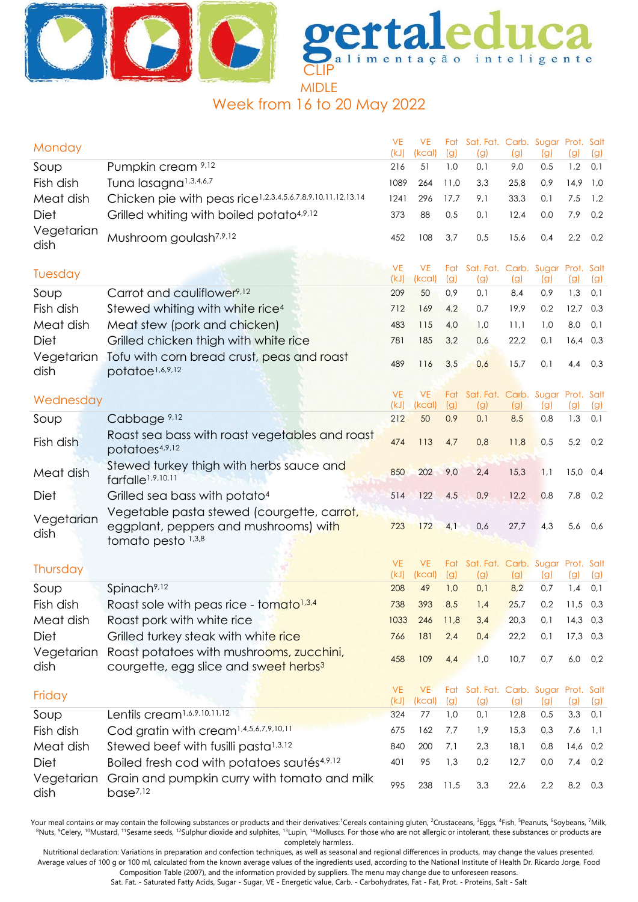# gertaleduca

alimentação inteligente

CLIP

MIDLE

## Week from 16 to 20 May 2022

| Monday | | VE (kJ) | VE (kcal) | Fat (g) | Sat. Fat. (g) | Carb. (g) | Sugar (g) | Prot. (g) | Salt (g) |
|---|---|---|---|---|---|---|---|---|---|
| Soup | Pumpkin cream [9,12] | 216 | 51 | 1,0 | 0,1 | 9,0 | 0,5 | 1,2 | 0,1 |
| Fish dish | Tuna lasagna[1,3,4,6,7] | 1089 | 264 | 11,0 | 3,3 | 25,8 | 0,9 | 14,9 | 1,0 |
| Meat dish | Chicken pie with peas rice[1,2,3,4,5,6,7,8,9,10,11,12,13,14] | 1241 | 296 | 17,7 | 9,1 | 33,3 | 0,1 | 7,5 | 1,2 |
| Diet | Grilled whiting with boiled potato[4,9,12] | 373 | 88 | 0,5 | 0,1 | 12,4 | 0,0 | 7,9 | 0,2 |
| Vegetarian dish | Mushroom goulash[7,9,12] | 452 | 108 | 3,7 | 0,5 | 15,6 | 0,4 | 2,2 | 0,2 |

| Tuesday | | VE (kJ) | VE (kcal) | Fat (g) | Sat. Fat. (g) | Carb. (g) | Sugar (g) | Prot. (g) | Salt (g) |
|---|---|---|---|---|---|---|---|---|---|
| Soup | Carrot and cauliflower[9,12] | 209 | 50 | 0,9 | 0,1 | 8,4 | 0,9 | 1,3 | 0,1 |
| Fish dish | Stewed whiting with white rice[4] | 712 | 169 | 4,2 | 0,7 | 19,9 | 0,2 | 12,7 | 0,3 |
| Meat dish | Meat stew (pork and chicken) | 483 | 115 | 4,0 | 1,0 | 11,1 | 1,0 | 8,0 | 0,1 |
| Diet | Grilled chicken thigh with white rice | 781 | 185 | 3,2 | 0,6 | 22,2 | 0,1 | 16,4 | 0,3 |
| Vegetarian dish | Tofu with corn bread crust, peas and roast potatoe[1,6,9,12] | 489 | 116 | 3,5 | 0,6 | 15,7 | 0,1 | 4,4 | 0,3 |

| Wednesday | | VE (kJ) | VE (kcal) | Fat (g) | Sat. Fat. (g) | Carb. (g) | Sugar (g) | Prot. (g) | Salt (g) |
|---|---|---|---|---|---|---|---|---|---|
| Soup | Cabbage [9,12] | 212 | 50 | 0,9 | 0,1 | 8,5 | 0,8 | 1,3 | 0,1 |
| Fish dish | Roast sea bass with roast vegetables and roast potatoes[4,9,12] | 474 | 113 | 4,7 | 0,8 | 11,8 | 0,5 | 5,2 | 0,2 |
| Meat dish | Stewed turkey thigh with herbs sauce and farfalle[1,9,10,11] | 850 | 202 | 9,0 | 2,4 | 15,3 | 1,1 | 15,0 | 0,4 |
| Diet | Grilled sea bass with potato[4] | 514 | 122 | 4,5 | 0,9 | 12,2 | 0,8 | 7,8 | 0,2 |
| Vegetarian dish | Vegetable pasta stewed (courgette, carrot, eggplant, peppers and mushrooms) with tomato pesto [1,3,8] | 723 | 172 | 4,1 | 0,6 | 27,7 | 4,3 | 5,6 | 0,6 |

| Thursday | | VE (kJ) | VE (kcal) | Fat (g) | Sat. Fat. (g) | Carb. (g) | Sugar (g) | Prot. (g) | Salt (g) |
|---|---|---|---|---|---|---|---|---|---|
| Soup | Spinach[9,12] | 208 | 49 | 1,0 | 0,1 | 8,2 | 0,7 | 1,4 | 0,1 |
| Fish dish | Roast sole with peas rice - tomato[1,3,4] | 738 | 393 | 8,5 | 1,4 | 25,7 | 0,2 | 11,5 | 0,3 |
| Meat dish | Roast pork with white rice | 1033 | 246 | 11,8 | 3,4 | 20,3 | 0,1 | 14,3 | 0,3 |
| Diet | Grilled turkey steak with white rice | 766 | 181 | 2,4 | 0,4 | 22,2 | 0,1 | 17,3 | 0,3 |
| Vegetarian dish | Roast potatoes with mushrooms, zucchini, courgette, egg slice and sweet herbs[3] | 458 | 109 | 4,4 | 1,0 | 10,7 | 0,7 | 6,0 | 0,2 |

| Friday | | VE (kJ) | VE (kcal) | Fat (g) | Sat. Fat. (g) | Carb. (g) | Sugar (g) | Prot. (g) | Salt (g) |
|---|---|---|---|---|---|---|---|---|---|
| Soup | Lentils cream[1,6,9,10,11,12] | 324 | 77 | 1,0 | 0,1 | 12,8 | 0,5 | 3,3 | 0,1 |
| Fish dish | Cod gratin with cream[1,4,5,6,7,9,10,11] | 675 | 162 | 7,7 | 1,9 | 15,3 | 0,3 | 7,6 | 1,1 |
| Meat dish | Stewed beef with fusilli pasta[1,3,12] | 840 | 200 | 7,1 | 2,3 | 18,1 | 0,8 | 14,6 | 0,2 |
| Diet | Boiled fresh cod with potatoes sautés[4,9,12] | 401 | 95 | 1,3 | 0,2 | 12,7 | 0,0 | 7,4 | 0,2 |
| Vegetarian dish | Grain and pumpkin curry with tomato and milk base[7,12] | 995 | 238 | 11,5 | 3,3 | 22,6 | 2,2 | 8,2 | 0,3 |

Your meal contains or may contain the following substances or products and their derivatives:[1]Cereals containing gluten, [2]Crustaceans, [3]Eggs, [4]Fish, [5]Peanuts, [6]Soybeans, [7]Milk, [8]Nuts, [9]Celery, [10]Mustard, [11]Sesame seeds, [12]Sulphur dioxide and sulphites, [13]Lupin, [14]Molluscs. For those who are not allergic or intolerant, these substances or products are completely harmless.

Nutritional declaration: Variations in preparation and confection techniques, as well as seasonal and regional differences in products, may change the values presented. Average values of 100 g or 100 ml, calculated from the known average values of the ingredients used, according to the National Institute of Health Dr. Ricardo Jorge, Food Composition Table (2007), and the information provided by suppliers. The menu may change due to unforeseen reasons.

Sat. Fat. - Saturated Fatty Acids, Sugar - Sugar, VE - Energetic value, Carb. - Carbohydrates, Fat - Fat, Prot. - Proteins, Salt - Salt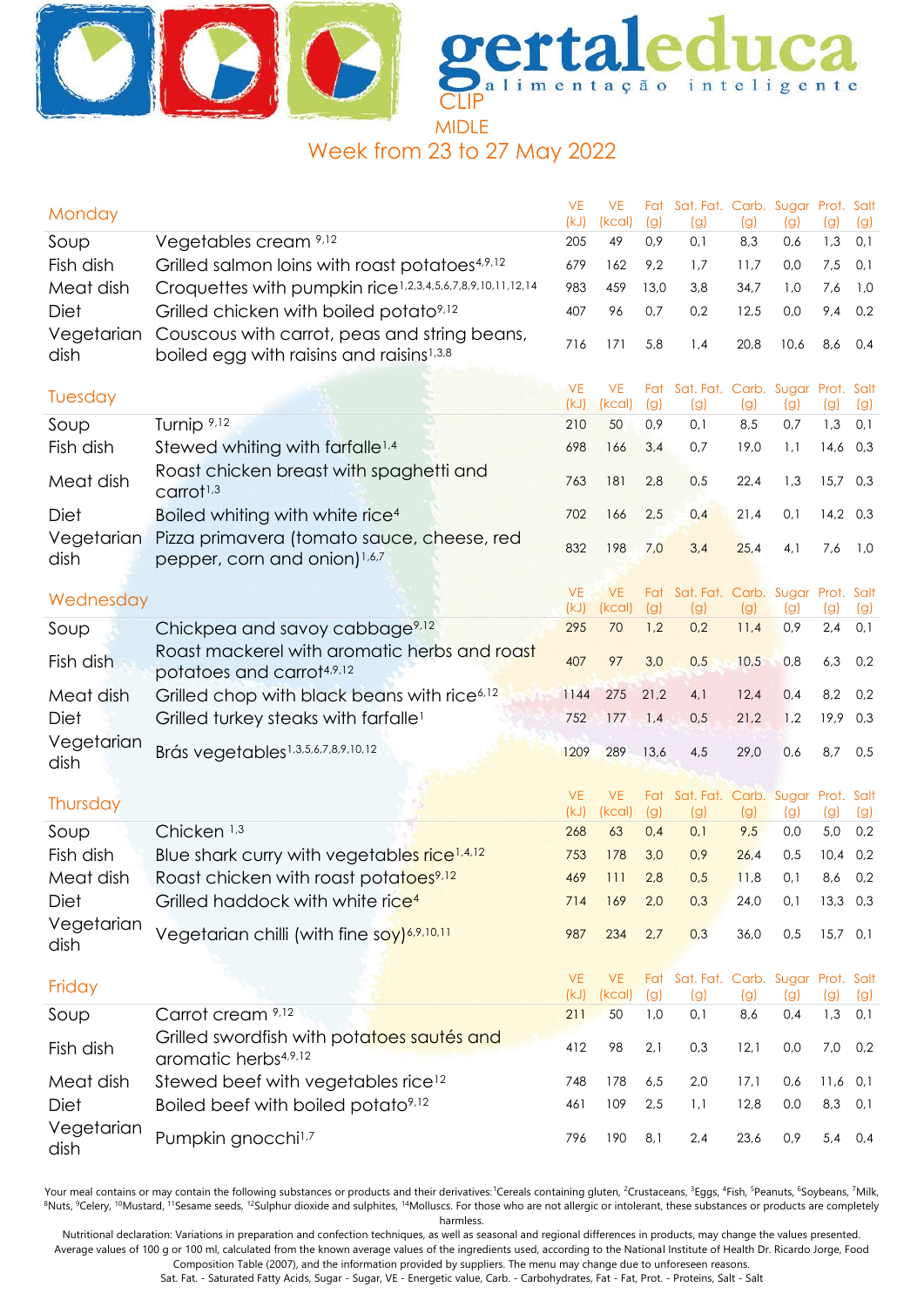# gertaleduca

alimentação inteligente

CLIP

MIDLE

## Week from 23 to 27 May 2022

| Monday | | VE (kJ) | VE (kcal) | Fat (g) | Sat. Fat. (g) | Carb. (g) | Sugar (g) | Prot. (g) | Salt (g) |
|---|---|---|---|---|---|---|---|---|---|
| Soup | Vegetables cream [9,12] | 205 | 49 | 0,9 | 0,1 | 8,3 | 0,6 | 1,3 | 0,1 |
| Fish dish | Grilled salmon loins with roast potatoes[4,9,12] | 679 | 162 | 9,2 | 1,7 | 11,7 | 0,0 | 7,5 | 0,1 |
| Meat dish | Croquettes with pumpkin rice[1,2,3,4,5,6,7,8,9,10,11,12,14] | 983 | 459 | 13,0 | 3,8 | 34,7 | 1,0 | 7,6 | 1,0 |
| Diet | Grilled chicken with boiled potato[9,12] | 407 | 96 | 0,7 | 0,2 | 12,5 | 0,0 | 9,4 | 0,2 |
| Vegetarian dish | Couscous with carrot, peas and string beans, boiled egg with raisins and raisins[1,3,8] | 716 | 171 | 5,8 | 1,4 | 20,8 | 10,6 | 8,6 | 0,4 |

| Tuesday | | VE (kJ) | VE (kcal) | Fat (g) | Sat. Fat. (g) | Carb. (g) | Sugar (g) | Prot. (g) | Salt (g) |
|---|---|---|---|---|---|---|---|---|---|
| Soup | Turnip [9,12] | 210 | 50 | 0,9 | 0,1 | 8,5 | 0,7 | 1,3 | 0,1 |
| Fish dish | Stewed whiting with farfalle[1,4] | 698 | 166 | 3,4 | 0,7 | 19,0 | 1,1 | 14,6 | 0,3 |
| Meat dish | Roast chicken breast with spaghetti and carrot[1,3] | 763 | 181 | 2,8 | 0,5 | 22,4 | 1,3 | 15,7 | 0,3 |
| Diet | Boiled whiting with white rice[4] | 702 | 166 | 2,5 | 0,4 | 21,4 | 0,1 | 14,2 | 0,3 |
| Vegetarian dish | Pizza primavera (tomato sauce, cheese, red pepper, corn and onion)[1,6,7] | 832 | 198 | 7,0 | 3,4 | 25,4 | 4,1 | 7,6 | 1,0 |

| Wednesday | | VE (kJ) | VE (kcal) | Fat (g) | Sat. Fat. (g) | Carb. (g) | Sugar (g) | Prot. (g) | Salt (g) |
|---|---|---|---|---|---|---|---|---|---|
| Soup | Chickpea and savoy cabbage[9,12] | 295 | 70 | 1,2 | 0,2 | 11,4 | 0,9 | 2,4 | 0,1 |
| Fish dish | Roast mackerel with aromatic herbs and roast potatoes and carrot[4,9,12] | 407 | 97 | 3,0 | 0,5 | 10,5 | 0,8 | 6,3 | 0,2 |
| Meat dish | Grilled chop with black beans with rice[6,12] | 1144 | 275 | 21,2 | 4,1 | 12,4 | 0,4 | 8,2 | 0,2 |
| Diet | Grilled turkey steaks with farfalle[1] | 752 | 177 | 1,4 | 0,5 | 21,2 | 1,2 | 19,9 | 0,3 |
| Vegetarian dish | Brás vegetables[1,3,5,6,7,8,9,10,12] | 1209 | 289 | 13,6 | 4,5 | 29,0 | 0,6 | 8,7 | 0,5 |

| Thursday | | VE (kJ) | VE (kcal) | Fat (g) | Sat. Fat. (g) | Carb. (g) | Sugar (g) | Prot. (g) | Salt (g) |
|---|---|---|---|---|---|---|---|---|---|
| Soup | Chicken [1,3] | 268 | 63 | 0,4 | 0,1 | 9,5 | 0,0 | 5,0 | 0,2 |
| Fish dish | Blue shark curry with vegetables rice[1,4,12] | 753 | 178 | 3,0 | 0,9 | 26,4 | 0,5 | 10,4 | 0,2 |
| Meat dish | Roast chicken with roast potatoes[9,12] | 469 | 111 | 2,8 | 0,5 | 11,8 | 0,1 | 8,6 | 0,2 |
| Diet | Grilled haddock with white rice[4] | 714 | 169 | 2,0 | 0,3 | 24,0 | 0,1 | 13,3 | 0,3 |
| Vegetarian dish | Vegetarian chilli (with fine soy)[6,9,10,11] | 987 | 234 | 2,7 | 0,3 | 36,0 | 0,5 | 15,7 | 0,1 |

| Friday | | VE (kJ) | VE (kcal) | Fat (g) | Sat. Fat. (g) | Carb. (g) | Sugar (g) | Prot. (g) | Salt (g) |
|---|---|---|---|---|---|---|---|---|---|
| Soup | Carrot cream [9,12] | 211 | 50 | 1,0 | 0,1 | 8,6 | 0,4 | 1,3 | 0,1 |
| Fish dish | Grilled swordfish with potatoes sautés and aromatic herbs[4,9,12] | 412 | 98 | 2,1 | 0,3 | 12,1 | 0,0 | 7,0 | 0,2 |
| Meat dish | Stewed beef with vegetables rice[12] | 748 | 178 | 6,5 | 2,0 | 17,1 | 0,6 | 11,6 | 0,1 |
| Diet | Boiled beef with boiled potato[9,12] | 461 | 109 | 2,5 | 1,1 | 12,8 | 0,0 | 8,3 | 0,1 |
| Vegetarian dish | Pumpkin gnocchi[1,7] | 796 | 190 | 8,1 | 2,4 | 23,6 | 0,9 | 5,4 | 0,4 |

Your meal contains or may contain the following substances or products and their derivatives:[1]Cereals containing gluten, [2]Crustaceans, [3]Eggs, [4]Fish, [5]Peanuts, [6]Soybeans, [7]Milk, [8]Nuts, [9]Celery, [10]Mustard, [11]Sesame seeds, [12]Sulphur dioxide and sulphites, [14]Molluscs. For those who are not allergic or intolerant, these substances or products are completely harmless.

Nutritional declaration: Variations in preparation and confection techniques, as well as seasonal and regional differences in products, may change the values presented. Average values of 100 g or 100 ml, calculated from the known average values of the ingredients used, according to the National Institute of Health Dr. Ricardo Jorge, Food Composition Table (2007), and the information provided by suppliers. The menu may change due to unforeseen reasons.

Sat. Fat. - Saturated Fatty Acids, Sugar - Sugar, VE - Energetic value, Carb. - Carbohydrates, Fat - Fat, Prot. - Proteins, Salt - Salt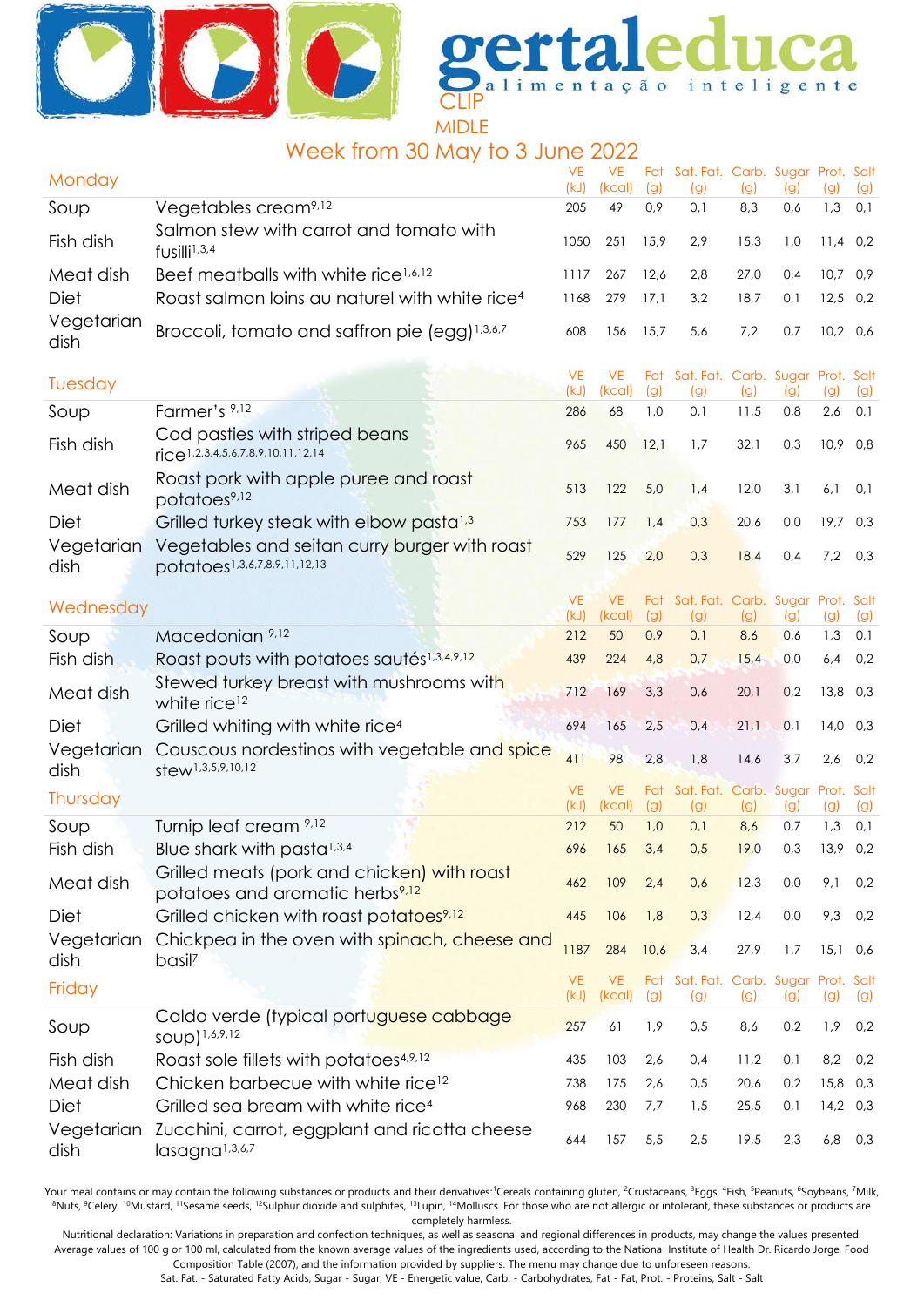gertaleduca

alimentação inteligente

CLIP

MIDLE

## Week from 30 May to 3 June 2022

| Monday | | VE (kJ) | VE (kcal) | Fat (g) | Sat. Fat. (g) | Carb. (g) | Sugar (g) | Prot. (g) | Salt (g) |
|---|---|---|---|---|---|---|---|---|---|
| Soup | Vegetables cream[9,12] | 205 | 49 | 0,9 | 0,1 | 8,3 | 0,6 | 1,3 | 0,1 |
| Fish dish | Salmon stew with carrot and tomato with fusilli[1,3,4] | 1050 | 251 | 15,9 | 2,9 | 15,3 | 1,0 | 11,4 | 0,2 |
| Meat dish | Beef meatballs with white rice[1,6,12] | 1117 | 267 | 12,6 | 2,8 | 27,0 | 0,4 | 10,7 | 0,9 |
| Diet | Roast salmon loins au naturel with white rice[4] | 1168 | 279 | 17,1 | 3,2 | 18,7 | 0,1 | 12,5 | 0,2 |
| Vegetarian dish | Broccoli, tomato and saffron pie (egg)[1,3,6,7] | 608 | 156 | 15,7 | 5,6 | 7,2 | 0,7 | 10,2 | 0,6 |

| Tuesday | | VE (kJ) | VE (kcal) | Fat (g) | Sat. Fat. (g) | Carb. (g) | Sugar (g) | Prot. (g) | Salt (g) |
|---|---|---|---|---|---|---|---|---|---|
| Soup | Farmer's [9,12] | 286 | 68 | 1,0 | 0,1 | 11,5 | 0,8 | 2,6 | 0,1 |
| Fish dish | Cod pasties with striped beans rice[1,2,3,4,5,6,7,8,9,10,11,12,14] | 965 | 450 | 12,1 | 1,7 | 32,1 | 0,3 | 10,9 | 0,8 |
| Meat dish | Roast pork with apple puree and roast potatoes[9,12] | 513 | 122 | 5,0 | 1,4 | 12,0 | 3,1 | 6,1 | 0,1 |
| Diet | Grilled turkey steak with elbow pasta[1,3] | 753 | 177 | 1,4 | 0,3 | 20,6 | 0,0 | 19,7 | 0,3 |
| Vegetarian dish | Vegetables and seitan curry burger with roast potatoes[1,3,6,7,8,9,11,12,13] | 529 | 125 | 2,0 | 0,3 | 18,4 | 0,4 | 7,2 | 0,3 |

| Wednesday | | VE (kJ) | VE (kcal) | Fat (g) | Sat. Fat. (g) | Carb. (g) | Sugar (g) | Prot. (g) | Salt (g) |
|---|---|---|---|---|---|---|---|---|---|
| Soup | Macedonian [9,12] | 212 | 50 | 0,9 | 0,1 | 8,6 | 0,6 | 1,3 | 0,1 |
| Fish dish | Roast pouts with potatoes sautés[1,3,4,9,12] | 439 | 224 | 4,8 | 0,7 | 15,4 | 0,0 | 6,4 | 0,2 |
| Meat dish | Stewed turkey breast with mushrooms with white rice[12] | 712 | 169 | 3,3 | 0,6 | 20,1 | 0,2 | 13,8 | 0,3 |
| Diet | Grilled whiting with white rice[4] | 694 | 165 | 2,5 | 0,4 | 21,1 | 0,1 | 14,0 | 0,3 |
| Vegetarian dish | Couscous nordestinos with vegetable and spice stew[1,3,5,9,10,12] | 411 | 98 | 2,8 | 1,8 | 14,6 | 3,7 | 2,6 | 0,2 |

| Thursday | | VE (kJ) | VE (kcal) | Fat (g) | Sat. Fat. (g) | Carb. (g) | Sugar (g) | Prot. (g) | Salt (g) |
|---|---|---|---|---|---|---|---|---|---|
| Soup | Turnip leaf cream [9,12] | 212 | 50 | 1,0 | 0,1 | 8,6 | 0,7 | 1,3 | 0,1 |
| Fish dish | Blue shark with pasta[1,3,4] | 696 | 165 | 3,4 | 0,5 | 19,0 | 0,3 | 13,9 | 0,2 |
| Meat dish | Grilled meats (pork and chicken) with roast potatoes and aromatic herbs[9,12] | 462 | 109 | 2,4 | 0,6 | 12,3 | 0,0 | 9,1 | 0,2 |
| Diet | Grilled chicken with roast potatoes[9,12] | 445 | 106 | 1,8 | 0,3 | 12,4 | 0,0 | 9,3 | 0,2 |
| Vegetarian dish | Chickpea in the oven with spinach, cheese and basil[7] | 1187 | 284 | 10,6 | 3,4 | 27,9 | 1,7 | 15,1 | 0,6 |

| Friday | | VE (kJ) | VE (kcal) | Fat (g) | Sat. Fat. (g) | Carb. (g) | Sugar (g) | Prot. (g) | Salt (g) |
|---|---|---|---|---|---|---|---|---|---|
| Soup | Caldo verde (typical portuguese cabbage soup)[1,6,9,12] | 257 | 61 | 1,9 | 0,5 | 8,6 | 0,2 | 1,9 | 0,2 |
| Fish dish | Roast sole fillets with potatoes[4,9,12] | 435 | 103 | 2,6 | 0,4 | 11,2 | 0,1 | 8,2 | 0,2 |
| Meat dish | Chicken barbecue with white rice[12] | 738 | 175 | 2,6 | 0,5 | 20,6 | 0,2 | 15,8 | 0,3 |
| Diet | Grilled sea bream with white rice[4] | 968 | 230 | 7,7 | 1,5 | 25,5 | 0,1 | 14,2 | 0,3 |
| Vegetarian dish | Zucchini, carrot, eggplant and ricotta cheese lasagna[1,3,6,7] | 644 | 157 | 5,5 | 2,5 | 19,5 | 2,3 | 6,8 | 0,3 |

Your meal contains or may contain the following substances or products and their derivatives:[1]Cereals containing gluten, [2]Crustaceans, [3]Eggs, [4]Fish, [5]Peanuts, [6]Soybeans, [7]Milk, [8]Nuts, [9]Celery, [10]Mustard, [11]Sesame seeds, [12]Sulphur dioxide and sulphites, [13]Lupin, [14]Molluscs. For those who are not allergic or intolerant, these substances or products are completely harmless.

Nutritional declaration: Variations in preparation and confection techniques, as well as seasonal and regional differences in products, may change the values presented. Average values of 100 g or 100 ml, calculated from the known average values of the ingredients used, according to the National Institute of Health Dr. Ricardo Jorge, Food Composition Table (2007), and the information provided by suppliers. The menu may change due to unforeseen reasons.

Sat. Fat. - Saturated Fatty Acids, Sugar - Sugar, VE - Energetic value, Carb. - Carbohydrates, Fat - Fat, Prot. - Proteins, Salt - Salt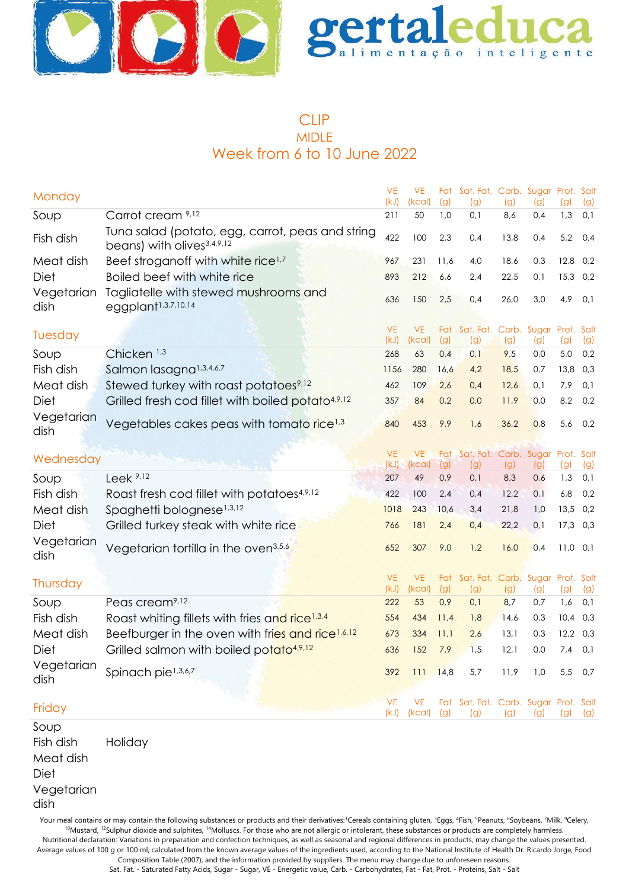gertaleduca alimentação inteligente

# CLIP

## MIDLE

## Week from 6 to 10 June 2022

| Monday | | VE (kJ) | VE (kcal) | Fat (g) | Sat. Fat. (g) | Carb. (g) | Sugar (g) | Prot. (g) | Salt (g) |
|---|---|---|---|---|---|---|---|---|---|
| Soup | Carrot cream [9,12] | 211 | 50 | 1,0 | 0,1 | 8,6 | 0,4 | 1,3 | 0,1 |
| Fish dish | Tuna salad (potato, egg, carrot, peas and string beans) with olives[3,4,9,12] | 422 | 100 | 2,3 | 0,4 | 13,8 | 0,4 | 5,2 | 0,4 |
| Meat dish | Beef stroganoff with white rice[1,7] | 967 | 231 | 11,6 | 4,0 | 18,6 | 0,3 | 12,8 | 0,2 |
| Diet | Boiled beef with white rice | 893 | 212 | 6,6 | 2,4 | 22,5 | 0,1 | 15,3 | 0,2 |
| Vegetarian dish | Tagliatelle with stewed mushrooms and eggplant[1,3,7,10,14] | 636 | 150 | 2,5 | 0,4 | 26,0 | 3,0 | 4,9 | 0,1 |

| Tuesday | | VE (kJ) | VE (kcal) | Fat (g) | Sat. Fat. (g) | Carb. (g) | Sugar (g) | Prot. (g) | Salt (g) |
|---|---|---|---|---|---|---|---|---|---|
| Soup | Chicken [1,3] | 268 | 63 | 0,4 | 0,1 | 9,5 | 0,0 | 5,0 | 0,2 |
| Fish dish | Salmon lasagna[1,3,4,6,7] | 1156 | 280 | 16,6 | 4,2 | 18,5 | 0,7 | 13,8 | 0,3 |
| Meat dish | Stewed turkey with roast potatoes[9,12] | 462 | 109 | 2,6 | 0,4 | 12,6 | 0,1 | 7,9 | 0,1 |
| Diet | Grilled fresh cod fillet with boiled potato[4,9,12] | 357 | 84 | 0,2 | 0,0 | 11,9 | 0,0 | 8,2 | 0,2 |
| Vegetarian dish | Vegetables cakes peas with tomato rice[1,3] | 840 | 453 | 9,9 | 1,6 | 36,2 | 0,8 | 5,6 | 0,2 |

| Wednesday | | VE (kJ) | VE (kcal) | Fat (g) | Sat. Fat. (g) | Carb. (g) | Sugar (g) | Prot. (g) | Salt (g) |
|---|---|---|---|---|---|---|---|---|---|
| Soup | Leek [9,12] | 207 | 49 | 0,9 | 0,1 | 8,3 | 0,6 | 1,3 | 0,1 |
| Fish dish | Roast fresh cod fillet with potatoes[4,9,12] | 422 | 100 | 2,4 | 0,4 | 12,2 | 0,1 | 6,8 | 0,2 |
| Meat dish | Spaghetti bolognese[1,3,12] | 1018 | 243 | 10,6 | 3,4 | 21,8 | 1,0 | 13,5 | 0,2 |
| Diet | Grilled turkey steak with white rice | 766 | 181 | 2,4 | 0,4 | 22,2 | 0,1 | 17,3 | 0,3 |
| Vegetarian dish | Vegetarian tortilla in the oven[3,5,6] | 652 | 307 | 9,0 | 1,2 | 16,0 | 0,4 | 11,0 | 0,1 |

| Thursday | | VE (kJ) | VE (kcal) | Fat (g) | Sat. Fat. (g) | Carb. (g) | Sugar (g) | Prot. (g) | Salt (g) |
|---|---|---|---|---|---|---|---|---|---|
| Soup | Peas cream[9,12] | 222 | 53 | 0,9 | 0,1 | 8,7 | 0,7 | 1,6 | 0,1 |
| Fish dish | Roast whiting fillets with fries and rice[1,3,4] | 554 | 434 | 11,4 | 1,8 | 14,6 | 0,3 | 10,4 | 0,3 |
| Meat dish | Beefburger in the oven with fries and rice[1,6,12] | 673 | 334 | 11,1 | 2,6 | 13,1 | 0,3 | 12,2 | 0,3 |
| Diet | Grilled salmon with boiled potato[4,9,12] | 636 | 152 | 7,9 | 1,5 | 12,1 | 0,0 | 7,4 | 0,1 |
| Vegetarian dish | Spinach pie[1,3,6,7] | 392 | 111 | 14,8 | 5,7 | 11,9 | 1,0 | 5,5 | 0,7 |

| Friday | | VE (kJ) | VE (kcal) | Fat (g) | Sat. Fat. (g) | Carb. (g) | Sugar (g) | Prot. (g) | Salt (g) |
|---|---|---|---|---|---|---|---|---|---|
| Soup | | | | | | | | | |
| Fish dish | Holiday | | | | | | | | |
| Meat dish | | | | | | | | | |
| Diet | | | | | | | | | |
| Vegetarian dish | | | | | | | | | |

Your meal contains or may contain the following substances or products and their derivatives:[1]Cereals containing gluten, [3]Eggs, [4]Fish, [5]Peanuts, [6]Soybeans, [7]Milk, [9]Celery, [10]Mustard, [12]Sulphur dioxide and sulphites, [14]Molluscs. For those who are not allergic or intolerant, these substances or products are completely harmless.
Nutritional declaration: Variations in preparation and confection techniques, as well as seasonal and regional differences in products, may change the values presented. Average values of 100 g or 100 ml, calculated from the known average values of the ingredients used, according to the National Institute of Health Dr. Ricardo Jorge, Food Composition Table (2007), and the information provided by suppliers. The menu may change due to unforeseen reasons.
Sat. Fat. - Saturated Fatty Acids, Sugar - Sugar, VE - Energetic value, Carb. - Carbohydrates, Fat - Fat, Prot. - Proteins, Salt - Salt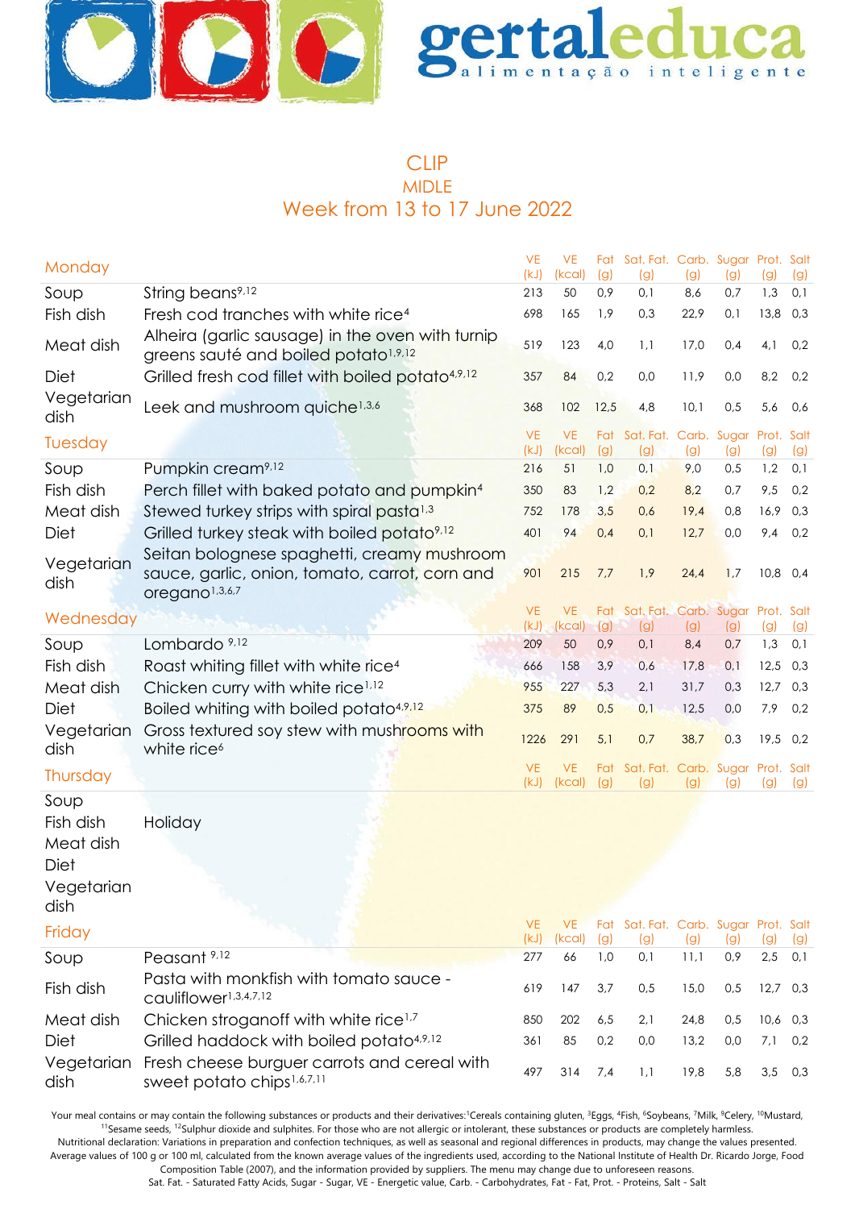gertaleduca
alimentação inteligente

# CLIP

## MIDLE

## Week from 13 to 17 June 2022

| Monday | | VE (kJ) | VE (kcal) | Fat (g) | Sat. Fat. (g) | Carb. (g) | Sugar (g) | Prot. (g) | Salt (g) |
|---|---|---|---|---|---|---|---|---|---|
| Soup | String beans[9,12] | 213 | 50 | 0,9 | 0,1 | 8,6 | 0,7 | 1,3 | 0,1 |
| Fish dish | Fresh cod tranches with white rice[4] | 698 | 165 | 1,9 | 0,3 | 22,9 | 0,1 | 13,8 | 0,3 |
| Meat dish | Alheira (garlic sausage) in the oven with turnip greens sauté and boiled potato[1,9,12] | 519 | 123 | 4,0 | 1,1 | 17,0 | 0,4 | 4,1 | 0,2 |
| Diet | Grilled fresh cod fillet with boiled potato[4,9,12] | 357 | 84 | 0,2 | 0,0 | 11,9 | 0,0 | 8,2 | 0,2 |
| Vegetarian dish | Leek and mushroom quiche[1,3,6] | 368 | 102 | 12,5 | 4,8 | 10,1 | 0,5 | 5,6 | 0,6 |
| **Tuesday** | | VE (kJ) | VE (kcal) | Fat (g) | Sat. Fat. (g) | Carb. (g) | Sugar (g) | Prot. (g) | Salt (g) |
| Soup | Pumpkin cream[9,12] | 216 | 51 | 1,0 | 0,1 | 9,0 | 0,5 | 1,2 | 0,1 |
| Fish dish | Perch fillet with baked potato and pumpkin[4] | 350 | 83 | 1,2 | 0,2 | 8,2 | 0,7 | 9,5 | 0,2 |
| Meat dish | Stewed turkey strips with spiral pasta[1,3] | 752 | 178 | 3,5 | 0,6 | 19,4 | 0,8 | 16,9 | 0,3 |
| Diet | Grilled turkey steak with boiled potato[9,12] | 401 | 94 | 0,4 | 0,1 | 12,7 | 0,0 | 9,4 | 0,2 |
| Vegetarian dish | Seitan bolognese spaghetti, creamy mushroom sauce, garlic, onion, tomato, carrot, corn and oregano[1,3,6,7] | 901 | 215 | 7,7 | 1,9 | 24,4 | 1,7 | 10,8 | 0,4 |
| **Wednesday** | | VE (kJ) | VE (kcal) | Fat (g) | Sat. Fat. (g) | Carb. (g) | Sugar (g) | Prot. (g) | Salt (g) |
| Soup | Lombardo [9,12] | 209 | 50 | 0,9 | 0,1 | 8,4 | 0,7 | 1,3 | 0,1 |
| Fish dish | Roast whiting fillet with white rice[4] | 666 | 158 | 3,9 | 0,6 | 17,8 | 0,1 | 12,5 | 0,3 |
| Meat dish | Chicken curry with white rice[1,12] | 955 | 227 | 5,3 | 2,1 | 31,7 | 0,3 | 12,7 | 0,3 |
| Diet | Boiled whiting with boiled potato[4,9,12] | 375 | 89 | 0,5 | 0,1 | 12,5 | 0,0 | 7,9 | 0,2 |
| Vegetarian dish | Gross textured soy stew with mushrooms with white rice[6] | 1226 | 291 | 5,1 | 0,7 | 38,7 | 0,3 | 19,5 | 0,2 |
| **Thursday** | | VE (kJ) | VE (kcal) | Fat (g) | Sat. Fat. (g) | Carb. (g) | Sugar (g) | Prot. (g) | Salt (g) |
| Soup | | | | | | | | | |
| Fish dish | Holiday | | | | | | | | |
| Meat dish | | | | | | | | | |
| Diet | | | | | | | | | |
| Vegetarian dish | | | | | | | | | |
| **Friday** | | VE (kJ) | VE (kcal) | Fat (g) | Sat. Fat. (g) | Carb. (g) | Sugar (g) | Prot. (g) | Salt (g) |
| Soup | Peasant [9,12] | 277 | 66 | 1,0 | 0,1 | 11,1 | 0,9 | 2,5 | 0,1 |
| Fish dish | Pasta with monkfish with tomato sauce - cauliflower[1,3,4,7,12] | 619 | 147 | 3,7 | 0,5 | 15,0 | 0,5 | 12,7 | 0,3 |
| Meat dish | Chicken stroganoff with white rice[1,7] | 850 | 202 | 6,5 | 2,1 | 24,8 | 0,5 | 10,6 | 0,3 |
| Diet | Grilled haddock with boiled potato[4,9,12] | 361 | 85 | 0,2 | 0,0 | 13,2 | 0,0 | 7,1 | 0,2 |
| Vegetarian dish | Fresh cheese burguer carrots and cereal with sweet potato chips[1,6,7,11] | 497 | 314 | 7,4 | 1,1 | 19,8 | 5,8 | 3,5 | 0,3 |

Your meal contains or may contain the following substances or products and their derivatives:[1]Cereals containing gluten, [3]Eggs, [4]Fish, [6]Soybeans, [7]Milk, [9]Celery, [10]Mustard, [11]Sesame seeds, [12]Sulphur dioxide and sulphites. For those who are not allergic or intolerant, these substances or products are completely harmless.
Nutritional declaration: Variations in preparation and confection techniques, as well as seasonal and regional differences in products, may change the values presented. Average values of 100 g or 100 ml, calculated from the known average values of the ingredients used, according to the National Institute of Health Dr. Ricardo Jorge, Food Composition Table (2007), and the information provided by suppliers. The menu may change due to unforeseen reasons.
Sat. Fat. - Saturated Fatty Acids, Sugar - Sugar, VE - Energetic value, Carb. - Carbohydrates, Fat - Fat, Prot. - Proteins, Salt - Salt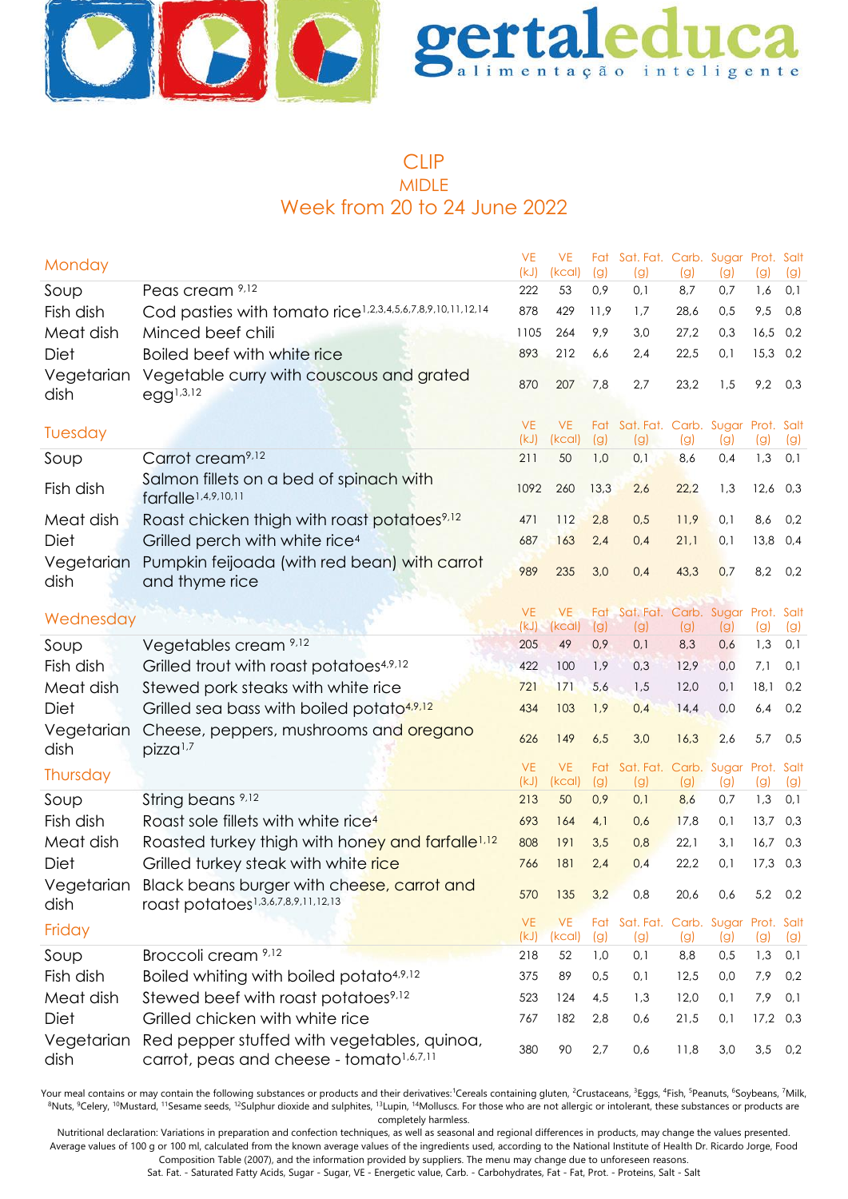gertaleduca
alimentação inteligente

# CLIP
## MIDLE
## Week from 20 to 24 June 2022

| Monday | | VE (kJ) | VE (kcal) | Fat (g) | Sat. Fat. (g) | Carb. (g) | Sugar (g) | Prot. (g) | Salt (g) |
|---|---|---|---|---|---|---|---|---|---|
| Soup | Peas cream [9,12] | 222 | 53 | 0,9 | 0,1 | 8,7 | 0,7 | 1,6 | 0,1 |
| Fish dish | Cod pasties with tomato rice[1,2,3,4,5,6,7,8,9,10,11,12,14] | 878 | 429 | 11,9 | 1,7 | 28,6 | 0,5 | 9,5 | 0,8 |
| Meat dish | Minced beef chili | 1105 | 264 | 9,9 | 3,0 | 27,2 | 0,3 | 16,5 | 0,2 |
| Diet | Boiled beef with white rice | 893 | 212 | 6,6 | 2,4 | 22,5 | 0,1 | 15,3 | 0,2 |
| Vegetarian dish | Vegetable curry with couscous and grated egg[1,3,12] | 870 | 207 | 7,8 | 2,7 | 23,2 | 1,5 | 9,2 | 0,3 |
| **Tuesday** | | **VE (kJ)** | **VE (kcal)** | **Fat (g)** | **Sat. Fat. (g)** | **Carb. (g)** | **Sugar (g)** | **Prot. (g)** | **Salt (g)** |
| Soup | Carrot cream[9,12] | 211 | 50 | 1,0 | 0,1 | 8,6 | 0,4 | 1,3 | 0,1 |
| Fish dish | Salmon fillets on a bed of spinach with farfalle[1,4,9,10,11] | 1092 | 260 | 13,3 | 2,6 | 22,2 | 1,3 | 12,6 | 0,3 |
| Meat dish | Roast chicken thigh with roast potatoes[9,12] | 471 | 112 | 2,8 | 0,5 | 11,9 | 0,1 | 8,6 | 0,2 |
| Diet | Grilled perch with white rice[4] | 687 | 163 | 2,4 | 0,4 | 21,1 | 0,1 | 13,8 | 0,4 |
| Vegetarian dish | Pumpkin feijoada (with red bean) with carrot and thyme rice | 989 | 235 | 3,0 | 0,4 | 43,3 | 0,7 | 8,2 | 0,2 |
| **Wednesday** | | **VE (kJ)** | **VE (kcal)** | **Fat (g)** | **Sat. Fat. (g)** | **Carb. (g)** | **Sugar (g)** | **Prot. (g)** | **Salt (g)** |
| Soup | Vegetables cream [9,12] | 205 | 49 | 0,9 | 0,1 | 8,3 | 0,6 | 1,3 | 0,1 |
| Fish dish | Grilled trout with roast potatoes[4,9,12] | 422 | 100 | 1,9 | 0,3 | 12,9 | 0,0 | 7,1 | 0,1 |
| Meat dish | Stewed pork steaks with white rice | 721 | 171 | 5,6 | 1,5 | 12,0 | 0,1 | 18,1 | 0,2 |
| Diet | Grilled sea bass with boiled potato[4,9,12] | 434 | 103 | 1,9 | 0,4 | 14,4 | 0,0 | 6,4 | 0,2 |
| Vegetarian dish | Cheese, peppers, mushrooms and oregano pizza[1,7] | 626 | 149 | 6,5 | 3,0 | 16,3 | 2,6 | 5,7 | 0,5 |
| **Thursday** | | **VE (kJ)** | **VE (kcal)** | **Fat (g)** | **Sat. Fat. (g)** | **Carb. (g)** | **Sugar (g)** | **Prot. (g)** | **Salt (g)** |
| Soup | String beans [9,12] | 213 | 50 | 0,9 | 0,1 | 8,6 | 0,7 | 1,3 | 0,1 |
| Fish dish | Roast sole fillets with white rice[4] | 693 | 164 | 4,1 | 0,6 | 17,8 | 0,1 | 13,7 | 0,3 |
| Meat dish | Roasted turkey thigh with honey and farfalle[1,12] | 808 | 191 | 3,5 | 0,8 | 22,1 | 3,1 | 16,7 | 0,3 |
| Diet | Grilled turkey steak with white rice | 766 | 181 | 2,4 | 0,4 | 22,2 | 0,1 | 17,3 | 0,3 |
| Vegetarian dish | Black beans burger with cheese, carrot and roast potatoes[1,3,6,7,8,9,11,12,13] | 570 | 135 | 3,2 | 0,8 | 20,6 | 0,6 | 5,2 | 0,2 |
| **Friday** | | **VE (kJ)** | **VE (kcal)** | **Fat (g)** | **Sat. Fat. (g)** | **Carb. (g)** | **Sugar (g)** | **Prot. (g)** | **Salt (g)** |
| Soup | Broccoli cream [9,12] | 218 | 52 | 1,0 | 0,1 | 8,8 | 0,5 | 1,3 | 0,1 |
| Fish dish | Boiled whiting with boiled potato[4,9,12] | 375 | 89 | 0,5 | 0,1 | 12,5 | 0,0 | 7,9 | 0,2 |
| Meat dish | Stewed beef with roast potatoes[9,12] | 523 | 124 | 4,5 | 1,3 | 12,0 | 0,1 | 7,9 | 0,1 |
| Diet | Grilled chicken with white rice | 767 | 182 | 2,8 | 0,6 | 21,5 | 0,1 | 17,2 | 0,3 |
| Vegetarian dish | Red pepper stuffed with vegetables, quinoa, carrot, peas and cheese - tomato[1,6,7,11] | 380 | 90 | 2,7 | 0,6 | 11,8 | 3,0 | 3,5 | 0,2 |

Your meal contains or may contain the following substances or products and their derivatives:[1]Cereals containing gluten, [2]Crustaceans, [3]Eggs, [4]Fish, [5]Peanuts, [6]Soybeans, [7]Milk, [8]Nuts, [9]Celery, [10]Mustard, [11]Sesame seeds, [12]Sulphur dioxide and sulphites, [13]Lupin, [14]Molluscs. For those who are not allergic or intolerant, these substances or products are completely harmless.

Nutritional declaration: Variations in preparation and confection techniques, as well as seasonal and regional differences in products, may change the values presented. Average values of 100 g or 100 ml, calculated from the known average values of the ingredients used, according to the National Institute of Health Dr. Ricardo Jorge, Food Composition Table (2007), and the information provided by suppliers. The menu may change due to unforeseen reasons.

Sat. Fat. - Saturated Fatty Acids, Sugar - Sugar, VE - Energetic value, Carb. - Carbohydrates, Fat - Fat, Prot. - Proteins, Salt - Salt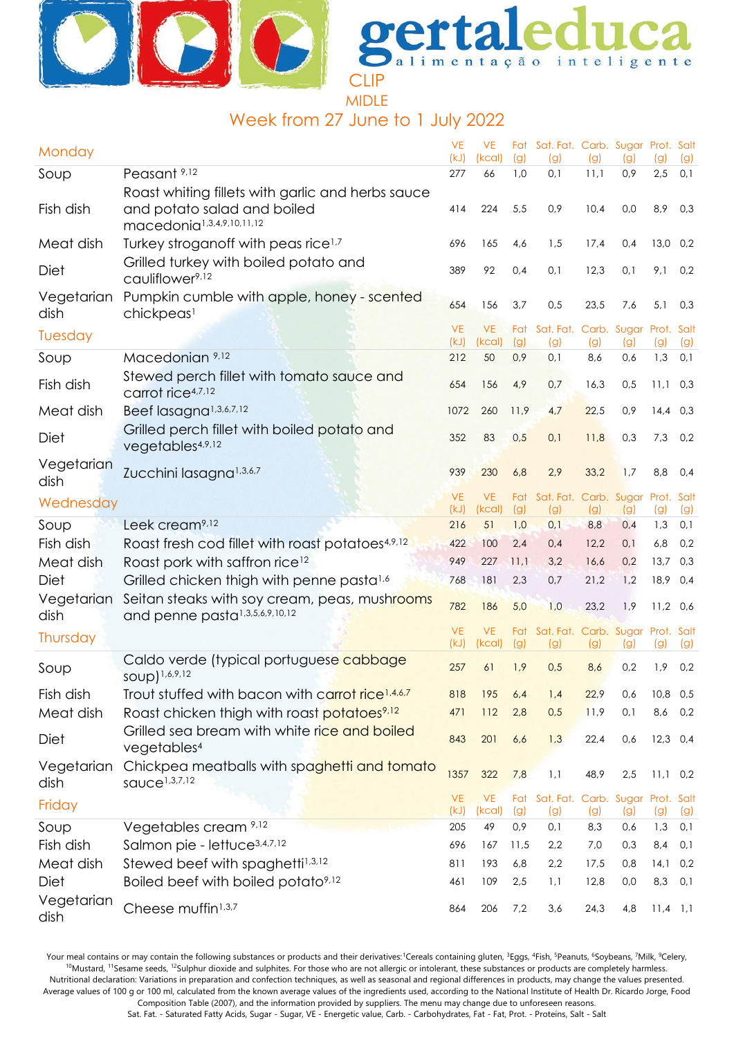# gertaleduca

alimentação inteligente

CLIP

MIDLE

## Week from 27 June to 1 July 2022

| Monday | | VE (kJ) | VE (kcal) | Fat (g) | Sat. Fat. (g) | Carb. (g) | Sugar (g) | Prot. (g) | Salt (g) |
|---|---|---|---|---|---|---|---|---|---|
| Soup | Peasant [9,12] | 277 | 66 | 1,0 | 0,1 | 11,1 | 0,9 | 2,5 | 0,1 |
| Fish dish | Roast whiting fillets with garlic and herbs sauce and potato salad and boiled macedonia[1,3,4,9,10,11,12] | 414 | 224 | 5,5 | 0,9 | 10,4 | 0,0 | 8,9 | 0,3 |
| Meat dish | Turkey stroganoff with peas rice[1,7] | 696 | 165 | 4,6 | 1,5 | 17,4 | 0,4 | 13,0 | 0,2 |
| Diet | Grilled turkey with boiled potato and cauliflower[9,12] | 389 | 92 | 0,4 | 0,1 | 12,3 | 0,1 | 9,1 | 0,2 |
| Vegetarian dish | Pumpkin cumble with apple, honey - scented chickpeas[1] | 654 | 156 | 3,7 | 0,5 | 23,5 | 7,6 | 5,1 | 0,3 |

| Tuesday | | VE (kJ) | VE (kcal) | Fat (g) | Sat. Fat. (g) | Carb. (g) | Sugar (g) | Prot. (g) | Salt (g) |
|---|---|---|---|---|---|---|---|---|---|
| Soup | Macedonian [9,12] | 212 | 50 | 0,9 | 0,1 | 8,6 | 0,6 | 1,3 | 0,1 |
| Fish dish | Stewed perch fillet with tomato sauce and carrot rice[4,7,12] | 654 | 156 | 4,9 | 0,7 | 16,3 | 0,5 | 11,1 | 0,3 |
| Meat dish | Beef lasagna[1,3,6,7,12] | 1072 | 260 | 11,9 | 4,7 | 22,5 | 0,9 | 14,4 | 0,3 |
| Diet | Grilled perch fillet with boiled potato and vegetables[4,9,12] | 352 | 83 | 0,5 | 0,1 | 11,8 | 0,3 | 7,3 | 0,2 |
| Vegetarian dish | Zucchini lasagna[1,3,6,7] | 939 | 230 | 6,8 | 2,9 | 33,2 | 1,7 | 8,8 | 0,4 |

| Wednesday | | VE (kJ) | VE (kcal) | Fat (g) | Sat. Fat. (g) | Carb. (g) | Sugar (g) | Prot. (g) | Salt (g) |
|---|---|---|---|---|---|---|---|---|---|
| Soup | Leek cream[9,12] | 216 | 51 | 1,0 | 0,1 | 8,8 | 0,4 | 1,3 | 0,1 |
| Fish dish | Roast fresh cod fillet with roast potatoes[4,9,12] | 422 | 100 | 2,4 | 0,4 | 12,2 | 0,1 | 6,8 | 0,2 |
| Meat dish | Roast pork with saffron rice[12] | 949 | 227 | 11,1 | 3,2 | 16,6 | 0,2 | 13,7 | 0,3 |
| Diet | Grilled chicken thigh with penne pasta[1,6] | 768 | 181 | 2,3 | 0,7 | 21,2 | 1,2 | 18,9 | 0,4 |
| Vegetarian dish | Seitan steaks with soy cream, peas, mushrooms and penne pasta[1,3,5,6,9,10,12] | 782 | 186 | 5,0 | 1,0 | 23,2 | 1,9 | 11,2 | 0,6 |

| Thursday | | VE (kJ) | VE (kcal) | Fat (g) | Sat. Fat. (g) | Carb. (g) | Sugar (g) | Prot. (g) | Salt (g) |
|---|---|---|---|---|---|---|---|---|---|
| Soup | Caldo verde (typical portuguese cabbage soup)[1,6,9,12] | 257 | 61 | 1,9 | 0,5 | 8,6 | 0,2 | 1,9 | 0,2 |
| Fish dish | Trout stuffed with bacon with carrot rice[1,4,6,7] | 818 | 195 | 6,4 | 1,4 | 22,9 | 0,6 | 10,8 | 0,5 |
| Meat dish | Roast chicken thigh with roast potatoes[9,12] | 471 | 112 | 2,8 | 0,5 | 11,9 | 0,1 | 8,6 | 0,2 |
| Diet | Grilled sea bream with white rice and boiled vegetables[4] | 843 | 201 | 6,6 | 1,3 | 22,4 | 0,6 | 12,3 | 0,4 |
| Vegetarian dish | Chickpea meatballs with spaghetti and tomato sauce[1,3,7,12] | 1357 | 322 | 7,8 | 1,1 | 48,9 | 2,5 | 11,1 | 0,2 |

| Friday | | VE (kJ) | VE (kcal) | Fat (g) | Sat. Fat. (g) | Carb. (g) | Sugar (g) | Prot. (g) | Salt (g) |
|---|---|---|---|---|---|---|---|---|---|
| Soup | Vegetables cream [9,12] | 205 | 49 | 0,9 | 0,1 | 8,3 | 0,6 | 1,3 | 0,1 |
| Fish dish | Salmon pie - lettuce[3,4,7,12] | 696 | 167 | 11,5 | 2,2 | 7,0 | 0,3 | 8,4 | 0,1 |
| Meat dish | Stewed beef with spaghetti[1,3,12] | 811 | 193 | 6,8 | 2,2 | 17,5 | 0,8 | 14,1 | 0,2 |
| Diet | Boiled beef with boiled potato[9,12] | 461 | 109 | 2,5 | 1,1 | 12,8 | 0,0 | 8,3 | 0,1 |
| Vegetarian dish | Cheese muffin[1,3,7] | 864 | 206 | 7,2 | 3,6 | 24,3 | 4,8 | 11,4 | 1,1 |

Your meal contains or may contain the following substances or products and their derivatives: [1]Cereals containing gluten, [3]Eggs, [4]Fish, [5]Peanuts, [6]Soybeans, [7]Milk, [9]Celery, [10]Mustard, [11]Sesame seeds, [12]Sulphur dioxide and sulphites. For those who are not allergic or intolerant, these substances or products are completely harmless. Nutritional declaration: Variations in preparation and confection techniques, as well as seasonal and regional differences in products, may change the values presented. Average values of 100 g or 100 ml, calculated from the known average values of the ingredients used, according to the National Institute of Health Dr. Ricardo Jorge, Food Composition Table (2007), and the information provided by suppliers. The menu may change due to unforeseen reasons.
Sat. Fat. - Saturated Fatty Acids, Sugar - Sugar, VE - Energetic value, Carb. - Carbohydrates, Fat - Fat, Prot. - Proteins, Salt - Salt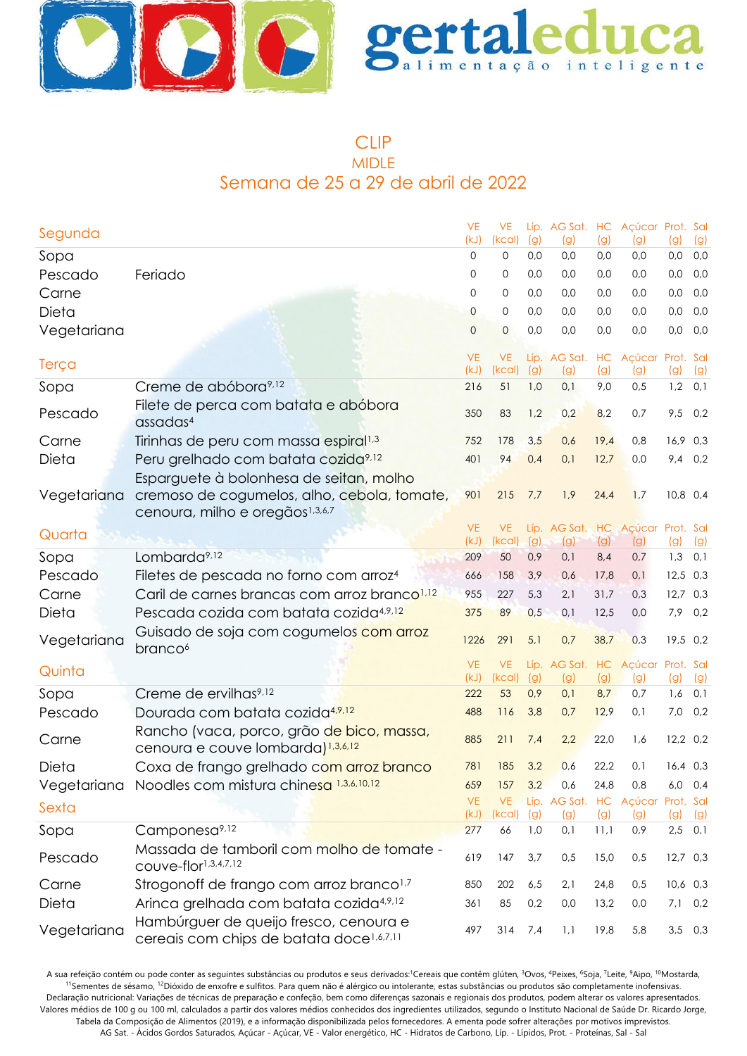gertaleduca
alimentação inteligente

# CLIP

## MIDLE

## Semana de 25 a 29 de abril de 2022

| Segunda | | VE (kJ) | VE (kcal) | Líp. (g) | AG Sat. (g) | HC (g) | Açúcar (g) | Prot. (g) | Sal (g) |
|---|---|---|---|---|---|---|---|---|---|
| Sopa | | 0 | 0 | 0,0 | 0,0 | 0,0 | 0,0 | 0,0 | 0,0 |
| Pescado | Feriado | 0 | 0 | 0,0 | 0,0 | 0,0 | 0,0 | 0,0 | 0,0 |
| Carne | | 0 | 0 | 0,0 | 0,0 | 0,0 | 0,0 | 0,0 | 0,0 |
| Dieta | | 0 | 0 | 0,0 | 0,0 | 0,0 | 0,0 | 0,0 | 0,0 |
| Vegetariana | | 0 | 0 | 0,0 | 0,0 | 0,0 | 0,0 | 0,0 | 0,0 |

| Terça | | VE (kJ) | VE (kcal) | Líp. (g) | AG Sat. (g) | HC (g) | Açúcar (g) | Prot. (g) | Sal (g) |
|---|---|---|---|---|---|---|---|---|---|
| Sopa | Creme de abóbora[9,12] | 216 | 51 | 1,0 | 0,1 | 9,0 | 0,5 | 1,2 | 0,1 |
| Pescado | Filete de perca com batata e abóbora assadas[4] | 350 | 83 | 1,2 | 0,2 | 8,2 | 0,7 | 9,5 | 0,2 |
| Carne | Tirinhas de peru com massa espiral[1,3] | 752 | 178 | 3,5 | 0,6 | 19,4 | 0,8 | 16,9 | 0,3 |
| Dieta | Peru grelhado com batata cozida[9,12] | 401 | 94 | 0,4 | 0,1 | 12,7 | 0,0 | 9,4 | 0,2 |
| Vegetariana | Esparguete à bolonhesa de seitan, molho cremoso de cogumelos, alho, cebola, tomate, cenoura, milho e oregãos[1,3,6,7] | 901 | 215 | 7,7 | 1,9 | 24,4 | 1,7 | 10,8 | 0,4 |

| Quarta | | VE (kJ) | VE (kcal) | Líp. (g) | AG Sat. (g) | HC (g) | Açúcar (g) | Prot. (g) | Sal (g) |
|---|---|---|---|---|---|---|---|---|---|
| Sopa | Lombarda[9,12] | 209 | 50 | 0,9 | 0,1 | 8,4 | 0,7 | 1,3 | 0,1 |
| Pescado | Filetes de pescada no forno com arroz[4] | 666 | 158 | 3,9 | 0,6 | 17,8 | 0,1 | 12,5 | 0,3 |
| Carne | Caril de carnes brancas com arroz branco[1,12] | 955 | 227 | 5,3 | 2,1 | 31,7 | 0,3 | 12,7 | 0,3 |
| Dieta | Pescada cozida com batata cozida[4,9,12] | 375 | 89 | 0,5 | 0,1 | 12,5 | 0,0 | 7,9 | 0,2 |
| Vegetariana | Guisado de soja com cogumelos com arroz branco[6] | 1226 | 291 | 5,1 | 0,7 | 38,7 | 0,3 | 19,5 | 0,2 |

| Quinta | | VE (kJ) | VE (kcal) | Líp. (g) | AG Sat. (g) | HC (g) | Açúcar (g) | Prot. (g) | Sal (g) |
|---|---|---|---|---|---|---|---|---|---|
| Sopa | Creme de ervilhas[9,12] | 222 | 53 | 0,9 | 0,1 | 8,7 | 0,7 | 1,6 | 0,1 |
| Pescado | Dourada com batata cozida[4,9,12] | 488 | 116 | 3,8 | 0,7 | 12,9 | 0,1 | 7,0 | 0,2 |
| Carne | Rancho (vaca, porco, grão de bico, massa, cenoura e couve lombarda)[1,3,6,12] | 885 | 211 | 7,4 | 2,2 | 22,0 | 1,6 | 12,2 | 0,2 |
| Dieta | Coxa de frango grelhado com arroz branco | 781 | 185 | 3,2 | 0,6 | 22,2 | 0,1 | 16,4 | 0,3 |
| Vegetariana | Noodles com mistura chinesa [1,3,6,10,12] | 659 | 157 | 3,2 | 0,6 | 24,8 | 0,8 | 6,0 | 0,4 |

| Sexta | | VE (kJ) | VE (kcal) | Líp. (g) | AG Sat. (g) | HC (g) | Açúcar (g) | Prot. (g) | Sal (g) |
|---|---|---|---|---|---|---|---|---|---|
| Sopa | Camponesa[9,12] | 277 | 66 | 1,0 | 0,1 | 11,1 | 0,9 | 2,5 | 0,1 |
| Pescado | Massada de tamboril com molho de tomate - couve-flor[1,3,4,7,12] | 619 | 147 | 3,7 | 0,5 | 15,0 | 0,5 | 12,7 | 0,3 |
| Carne | Strogonoff de frango com arroz branco[1,7] | 850 | 202 | 6,5 | 2,1 | 24,8 | 0,5 | 10,6 | 0,3 |
| Dieta | Arinca grelhada com batata cozida[4,9,12] | 361 | 85 | 0,2 | 0,0 | 13,2 | 0,0 | 7,1 | 0,2 |
| Vegetariana | Hambúrguer de queijo fresco, cenoura e cereais com chips de batata doce[1,6,7,11] | 497 | 314 | 7,4 | 1,1 | 19,8 | 5,8 | 3,5 | 0,3 |

A sua refeição contém ou pode conter as seguintes substâncias ou produtos e seus derivados:[1]Cereais que contêm glúten, [3]Ovos, [4]Peixes, [6]Soja, [7]Leite, [9]Aipo, [10]Mostarda, [11]Sementes de sésamo, [12]Dióxido de enxofre e sulfitos. Para quem não é alérgico ou intolerante, estas substâncias ou produtos são completamente inofensivas.
Declaração nutricional: Variações de técnicas de preparação e confeção, bem como diferenças sazonais e regionais dos produtos, podem alterar os valores apresentados.
Valores médios de 100 g ou 100 ml, calculados a partir dos valores médios conhecidos dos ingredientes utilizados, segundo o Instituto Nacional de Saúde Dr. Ricardo Jorge, Tabela da Composição de Alimentos (2019), e a informação disponibilizada pelos fornecedores. A ementa pode sofrer alterações por motivos imprevistos.
AG Sat. - Ácidos Gordos Saturados, Açúcar - Açúcar, VE - Valor energético, HC - Hidratos de Carbono, Líp. - Lipidos, Prot. - Proteínas, Sal - Sal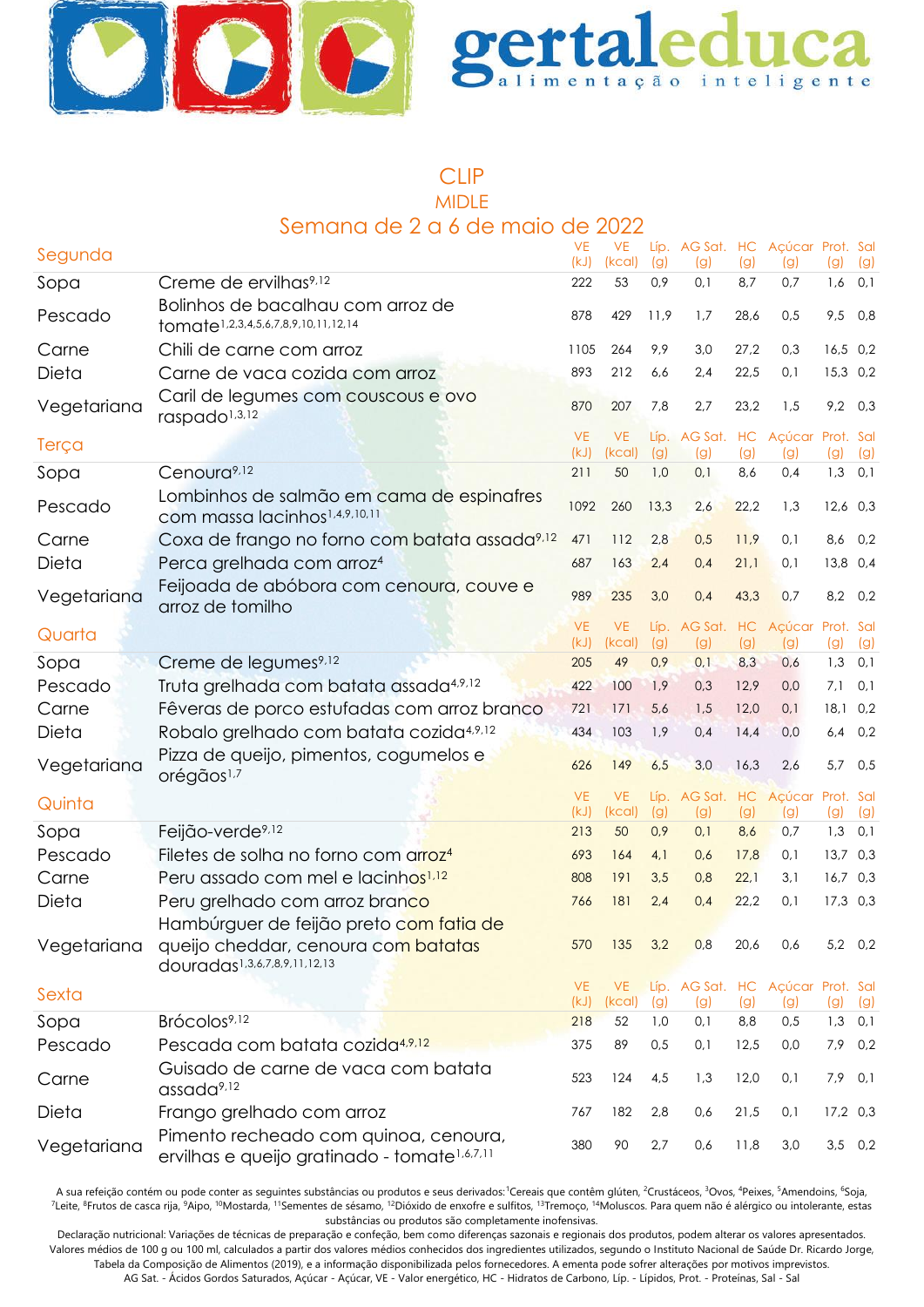# gertaleduca
alimentação inteligente

## CLIP
## MIDLE
## Semana de 2 a 6 de maio de 2022

| Segunda | | VE (kJ) | VE (kcal) | Líp. (g) | AG Sat. (g) | HC (g) | Açúcar (g) | Prot. (g) | Sal (g) |
|---|---|---|---|---|---|---|---|---|---|
| Sopa | Creme de ervilhas[9,12] | 222 | 53 | 0,9 | 0,1 | 8,7 | 0,7 | 1,6 | 0,1 |
| Pescado | Bolinhos de bacalhau com arroz de tomate[1,2,3,4,5,6,7,8,9,10,11,12,14] | 878 | 429 | 11,9 | 1,7 | 28,6 | 0,5 | 9,5 | 0,8 |
| Carne | Chili de carne com arroz | 1105 | 264 | 9,9 | 3,0 | 27,2 | 0,3 | 16,5 | 0,2 |
| Dieta | Carne de vaca cozida com arroz | 893 | 212 | 6,6 | 2,4 | 22,5 | 0,1 | 15,3 | 0,2 |
| Vegetariana | Caril de legumes com couscous e ovo raspado[1,3,12] | 870 | 207 | 7,8 | 2,7 | 23,2 | 1,5 | 9,2 | 0,3 |

| Terça | | VE (kJ) | VE (kcal) | Líp. (g) | AG Sat. (g) | HC (g) | Açúcar (g) | Prot. (g) | Sal (g) |
|---|---|---|---|---|---|---|---|---|---|
| Sopa | Cenoura[9,12] | 211 | 50 | 1,0 | 0,1 | 8,6 | 0,4 | 1,3 | 0,1 |
| Pescado | Lombinhos de salmão em cama de espinafres com massa lacinhos[1,4,9,10,11] | 1092 | 260 | 13,3 | 2,6 | 22,2 | 1,3 | 12,6 | 0,3 |
| Carne | Coxa de frango no forno com batata assada[9,12] | 471 | 112 | 2,8 | 0,5 | 11,9 | 0,1 | 8,6 | 0,2 |
| Dieta | Perca grelhada com arroz[4] | 687 | 163 | 2,4 | 0,4 | 21,1 | 0,1 | 13,8 | 0,4 |
| Vegetariana | Feijoada de abóbora com cenoura, couve e arroz de tomilho | 989 | 235 | 3,0 | 0,4 | 43,3 | 0,7 | 8,2 | 0,2 |

| Quarta | | VE (kJ) | VE (kcal) | Líp. (g) | AG Sat. (g) | HC (g) | Açúcar (g) | Prot. (g) | Sal (g) |
|---|---|---|---|---|---|---|---|---|---|
| Sopa | Creme de legumes[9,12] | 205 | 49 | 0,9 | 0,1 | 8,3 | 0,6 | 1,3 | 0,1 |
| Pescado | Truta grelhada com batata assada[4,9,12] | 422 | 100 | 1,9 | 0,3 | 12,9 | 0,0 | 7,1 | 0,1 |
| Carne | Fêveras de porco estufadas com arroz branco | 721 | 171 | 5,6 | 1,5 | 12,0 | 0,1 | 18,1 | 0,2 |
| Dieta | Robalo grelhado com batata cozida[4,9,12] | 434 | 103 | 1,9 | 0,4 | 14,4 | 0,0 | 6,4 | 0,2 |
| Vegetariana | Pizza de queijo, pimentos, cogumelos e orégãos[1,7] | 626 | 149 | 6,5 | 3,0 | 16,3 | 2,6 | 5,7 | 0,5 |

| Quinta | | VE (kJ) | VE (kcal) | Líp. (g) | AG Sat. (g) | HC (g) | Açúcar (g) | Prot. (g) | Sal (g) |
|---|---|---|---|---|---|---|---|---|---|
| Sopa | Feijão-verde[9,12] | 213 | 50 | 0,9 | 0,1 | 8,6 | 0,7 | 1,3 | 0,1 |
| Pescado | Filetes de solha no forno com arroz[4] | 693 | 164 | 4,1 | 0,6 | 17,8 | 0,1 | 13,7 | 0,3 |
| Carne | Peru assado com mel e lacinhos[1,12] | 808 | 191 | 3,5 | 0,8 | 22,1 | 3,1 | 16,7 | 0,3 |
| Dieta | Peru grelhado com arroz branco | 766 | 181 | 2,4 | 0,4 | 22,2 | 0,1 | 17,3 | 0,3 |
| Vegetariana | Hambúrguer de feijão preto com fatia de queijo cheddar, cenoura com batatas douradas[1,3,6,7,8,9,11,12,13] | 570 | 135 | 3,2 | 0,8 | 20,6 | 0,6 | 5,2 | 0,2 |

| Sexta | | VE (kJ) | VE (kcal) | Líp. (g) | AG Sat. (g) | HC (g) | Açúcar (g) | Prot. (g) | Sal (g) |
|---|---|---|---|---|---|---|---|---|---|
| Sopa | Brócolos[9,12] | 218 | 52 | 1,0 | 0,1 | 8,8 | 0,5 | 1,3 | 0,1 |
| Pescado | Pescada com batata cozida[4,9,12] | 375 | 89 | 0,5 | 0,1 | 12,5 | 0,0 | 7,9 | 0,2 |
| Carne | Guisado de carne de vaca com batata assada[9,12] | 523 | 124 | 4,5 | 1,3 | 12,0 | 0,1 | 7,9 | 0,1 |
| Dieta | Frango grelhado com arroz | 767 | 182 | 2,8 | 0,6 | 21,5 | 0,1 | 17,2 | 0,3 |
| Vegetariana | Pimento recheado com quinoa, cenoura, ervilhas e queijo gratinado - tomate[1,6,7,11] | 380 | 90 | 2,7 | 0,6 | 11,8 | 3,0 | 3,5 | 0,2 |

A sua refeição contém ou pode conter as seguintes substâncias ou produtos e seus derivados: [1]Cereais que contêm glúten, [2]Crustáceos, [3]Ovos, [4]Peixes, [5]Amendoins, [6]Soja, [7]Leite, [8]Frutos de casca rija, [9]Aipo, [10]Mostarda, [11]Sementes de sésamo, [12]Dióxido de enxofre e sulfitos, [13]Tremoço, [14]Moluscos. Para quem não é alérgico ou intolerante, estas substâncias ou produtos são completamente inofensivas.

Declaração nutricional: Variações de técnicas de preparação e confeção, bem como diferenças sazonais e regionais dos produtos, podem alterar os valores apresentados. Valores médios de 100 g ou 100 ml, calculados a partir dos valores médios conhecidos dos ingredientes utilizados, segundo o Instituto Nacional de Saúde Dr. Ricardo Jorge, Tabela da Composição de Alimentos (2019), e a informação disponibilizada pelos fornecedores. A ementa pode sofrer alterações por motivos imprevistos.
AG Sat. - Ácidos Gordos Saturados, Açúcar - Açúcar, VE - Valor energético, HC - Hidratos de Carbono, Líp. - Lipidos, Prot. - Proteínas, Sal - Sal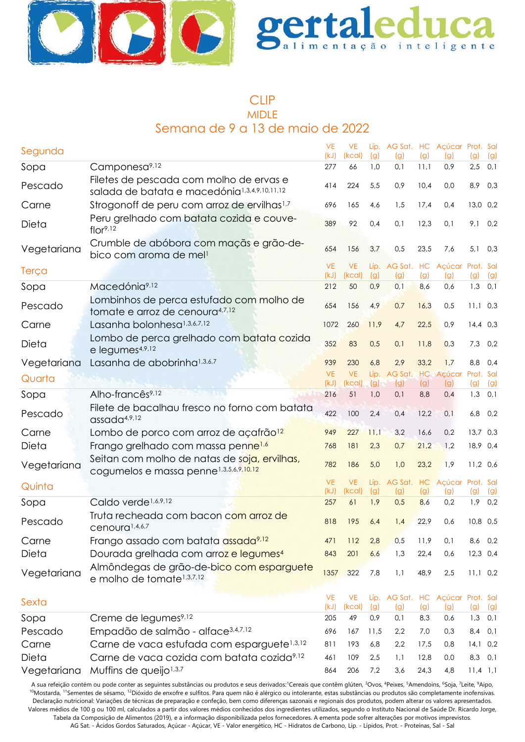gertaleduca
alimentação inteligente

# CLIP
## MIDLE
## Semana de 9 a 13 de maio de 2022

| Segunda | | VE (kJ) | VE (kcal) | Líp. (g) | AG Sat. (g) | HC (g) | Açúcar (g) | Prot. (g) | Sal (g) |
|---|---|---|---|---|---|---|---|---|---|
| Sopa | Camponesa[9,12] | 277 | 66 | 1,0 | 0,1 | 11,1 | 0,9 | 2,5 | 0,1 |
| Pescado | Filetes de pescada com molho de ervas e salada de batata e macedónia[1,3,4,9,10,11,12] | 414 | 224 | 5,5 | 0,9 | 10,4 | 0,0 | 8,9 | 0,3 |
| Carne | Strogonoff de peru com arroz de ervilhas[1,7] | 696 | 165 | 4,6 | 1,5 | 17,4 | 0,4 | 13,0 | 0,2 |
| Dieta | Peru grelhado com batata cozida e couve-flor[9,12] | 389 | 92 | 0,4 | 0,1 | 12,3 | 0,1 | 9,1 | 0,2 |
| Vegetariana | Crumble de abóbora com maçãs e grão-de-bico com aroma de mel[1] | 654 | 156 | 3,7 | 0,5 | 23,5 | 7,6 | 5,1 | 0,3 |

| Terça | | VE (kJ) | VE (kcal) | Líp. (g) | AG Sat. (g) | HC (g) | Açúcar (g) | Prot. (g) | Sal (g) |
|---|---|---|---|---|---|---|---|---|---|
| Sopa | Macedónia[9,12] | 212 | 50 | 0,9 | 0,1 | 8,6 | 0,6 | 1,3 | 0,1 |
| Pescado | Lombinhos de perca estufado com molho de tomate e arroz de cenoura[4,7,12] | 654 | 156 | 4,9 | 0,7 | 16,3 | 0,5 | 11,1 | 0,3 |
| Carne | Lasanha bolonhesa[1,3,6,7,12] | 1072 | 260 | 11,9 | 4,7 | 22,5 | 0,9 | 14,4 | 0,3 |
| Dieta | Lombo de perca grelhado com batata cozida e legumes[4,9,12] | 352 | 83 | 0,5 | 0,1 | 11,8 | 0,3 | 7,3 | 0,2 |
| Vegetariana | Lasanha de abobrinha[1,3,6,7] | 939 | 230 | 6,8 | 2,9 | 33,2 | 1,7 | 8,8 | 0,4 |

| Quarta | | VE (kJ) | VE (kcal) | Líp. (g) | AG Sat. (g) | HC (g) | Açúcar (g) | Prot. (g) | Sal (g) |
|---|---|---|---|---|---|---|---|---|---|
| Sopa | Alho-francês[9,12] | 216 | 51 | 1,0 | 0,1 | 8,8 | 0,4 | 1,3 | 0,1 |
| Pescado | Filete de bacalhau fresco no forno com batata assada[4,9,12] | 422 | 100 | 2,4 | 0,4 | 12,2 | 0,1 | 6,8 | 0,2 |
| Carne | Lombo de porco com arroz de açafrão[12] | 949 | 227 | 11,1 | 3,2 | 16,6 | 0,2 | 13,7 | 0,3 |
| Dieta | Frango grelhado com massa penne[1,6] | 768 | 181 | 2,3 | 0,7 | 21,2 | 1,2 | 18,9 | 0,4 |
| Vegetariana | Seitan com molho de natas de soja, ervilhas, cogumelos e massa penne[1,3,5,6,9,10,12] | 782 | 186 | 5,0 | 1,0 | 23,2 | 1,9 | 11,2 | 0,6 |

| Quinta | | VE (kJ) | VE (kcal) | Líp. (g) | AG Sat. (g) | HC (g) | Açúcar (g) | Prot. (g) | Sal (g) |
|---|---|---|---|---|---|---|---|---|---|
| Sopa | Caldo verde[1,6,9,12] | 257 | 61 | 1,9 | 0,5 | 8,6 | 0,2 | 1,9 | 0,2 |
| Pescado | Truta recheada com bacon com arroz de cenoura[1,4,6,7] | 818 | 195 | 6,4 | 1,4 | 22,9 | 0,6 | 10,8 | 0,5 |
| Carne | Frango assado com batata assada[9,12] | 471 | 112 | 2,8 | 0,5 | 11,9 | 0,1 | 8,6 | 0,2 |
| Dieta | Dourada grelhada com arroz e legumes[4] | 843 | 201 | 6,6 | 1,3 | 22,4 | 0,6 | 12,3 | 0,4 |
| Vegetariana | Almôndegas de grão-de-bico com esparguete e molho de tomate[1,3,7,12] | 1357 | 322 | 7,8 | 1,1 | 48,9 | 2,5 | 11,1 | 0,2 |

| Sexta | | VE (kJ) | VE (kcal) | Líp. (g) | AG Sat. (g) | HC (g) | Açúcar (g) | Prot. (g) | Sal (g) |
|---|---|---|---|---|---|---|---|---|---|
| Sopa | Creme de legumes[9,12] | 205 | 49 | 0,9 | 0,1 | 8,3 | 0,6 | 1,3 | 0,1 |
| Pescado | Empadão de salmão - alface[3,4,7,12] | 696 | 167 | 11,5 | 2,2 | 7,0 | 0,3 | 8,4 | 0,1 |
| Carne | Carne de vaca estufada com esparguete[1,3,12] | 811 | 193 | 6,8 | 2,2 | 17,5 | 0,8 | 14,1 | 0,2 |
| Dieta | Carne de vaca cozida com batata cozida[9,12] | 461 | 109 | 2,5 | 1,1 | 12,8 | 0,0 | 8,3 | 0,1 |
| Vegetariana | Muffins de queijo[1,3,7] | 864 | 206 | 7,2 | 3,6 | 24,3 | 4,8 | 11,4 | 1,1 |

A sua refeição contém ou pode conter as seguintes substâncias ou produtos e seus derivados:[1]Cereais que contêm glúten, [3]Ovos, [4]Peixes, [5]Amendoins, [6]Soja, [7]Leite, [9]Aipo, [10]Mostarda, [11]Sementes de sésamo, [12]Dióxido de enxofre e sulfitos. Para quem não é alérgico ou intolerante, estas substâncias ou produtos são completamente inofensivas. Declaração nutricional: Variações de técnicas de preparação e confeção, bem como diferenças sazonais e regionais dos produtos, podem alterar os valores apresentados. Valores médios de 100 g ou 100 ml, calculados a partir dos valores médios conhecidos dos ingredientes utilizados, segundo o Instituto Nacional de Saúde Dr. Ricardo Jorge, Tabela da Composição de Alimentos (2019), e a informação disponibilizada pelos fornecedores. A ementa pode sofrer alterações por motivos imprevistos.
AG Sat. - Ácidos Gordos Saturados, Açúcar - Açúcar, VE - Valor energético, HC - Hidratos de Carbono, Líp. - Lipidos, Prot. - Proteínas, Sal - Sal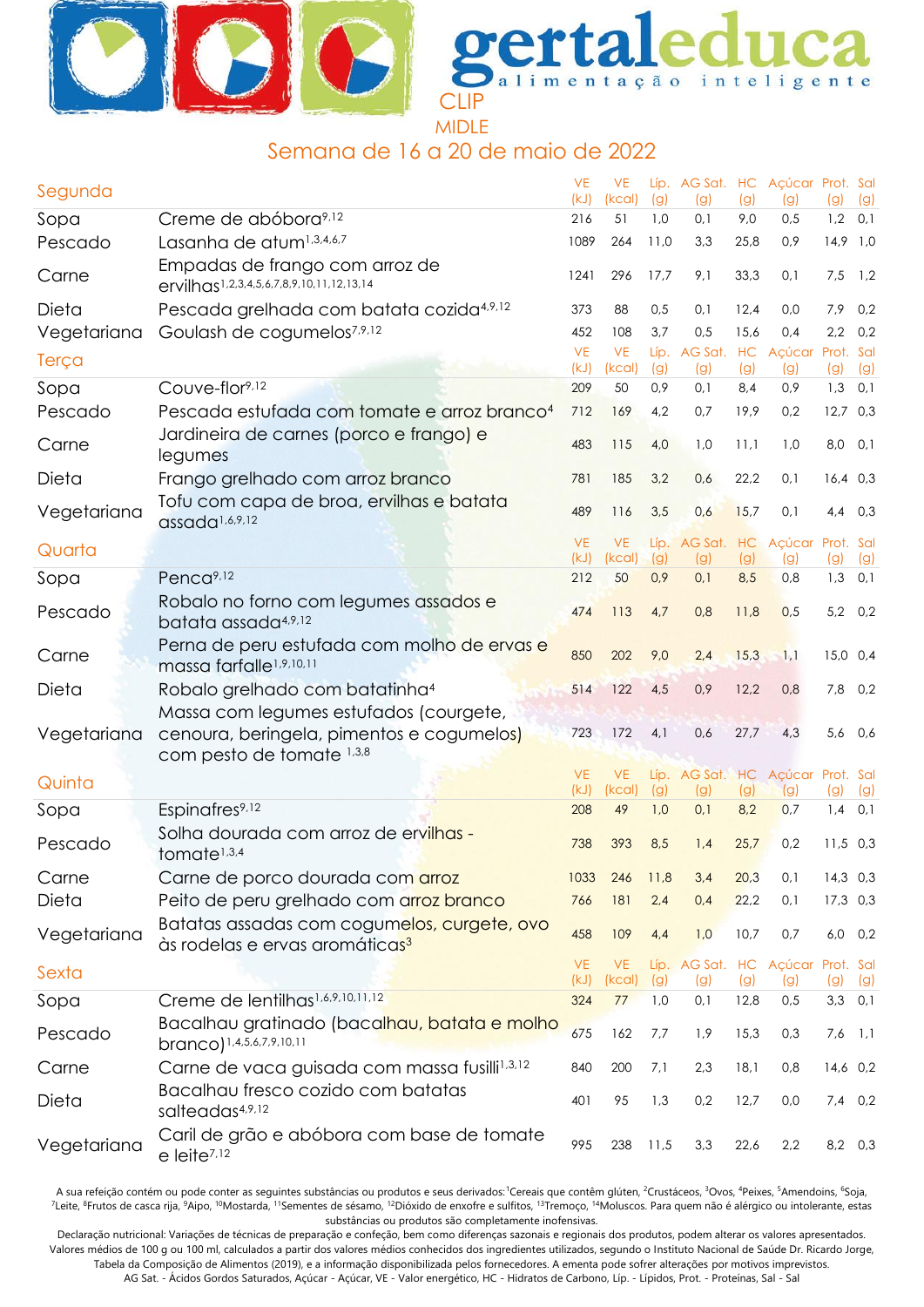# gertaleduca

alimentação inteligente

CLIP

MIDLE

## Semana de 16 a 20 de maio de 2022

| Segunda | | VE (kJ) | VE (kcal) | Líp. (g) | AG Sat. (g) | HC (g) | Açúcar (g) | Prot. (g) | Sal (g) |
|---|---|---|---|---|---|---|---|---|---|
| Sopa | Creme de abóbora[9,12] | 216 | 51 | 1,0 | 0,1 | 9,0 | 0,5 | 1,2 | 0,1 |
| Pescado | Lasanha de atum[1,3,4,6,7] | 1089 | 264 | 11,0 | 3,3 | 25,8 | 0,9 | 14,9 | 1,0 |
| Carne | Empadas de frango com arroz de ervilhas[1,2,3,4,5,6,7,8,9,10,11,12,13,14] | 1241 | 296 | 17,7 | 9,1 | 33,3 | 0,1 | 7,5 | 1,2 |
| Dieta | Pescada grelhada com batata cozida[4,9,12] | 373 | 88 | 0,5 | 0,1 | 12,4 | 0,0 | 7,9 | 0,2 |
| Vegetariana | Goulash de cogumelos[7,9,12] | 452 | 108 | 3,7 | 0,5 | 15,6 | 0,4 | 2,2 | 0,2 |
| **Terça** | | **VE (kJ)** | **VE (kcal)** | **Líp. (g)** | **AG Sat. (g)** | **HC (g)** | **Açúcar (g)** | **Prot. (g)** | **Sal (g)** |
| Sopa | Couve-flor[9,12] | 209 | 50 | 0,9 | 0,1 | 8,4 | 0,9 | 1,3 | 0,1 |
| Pescado | Pescada estufada com tomate e arroz branco[4] | 712 | 169 | 4,2 | 0,7 | 19,9 | 0,2 | 12,7 | 0,3 |
| Carne | Jardineira de carnes (porco e frango) e legumes | 483 | 115 | 4,0 | 1,0 | 11,1 | 1,0 | 8,0 | 0,1 |
| Dieta | Frango grelhado com arroz branco | 781 | 185 | 3,2 | 0,6 | 22,2 | 0,1 | 16,4 | 0,3 |
| Vegetariana | Tofu com capa de broa, ervilhas e batata assada[1,6,9,12] | 489 | 116 | 3,5 | 0,6 | 15,7 | 0,1 | 4,4 | 0,3 |
| **Quarta** | | **VE (kJ)** | **VE (kcal)** | **Líp. (g)** | **AG Sat. (g)** | **HC (g)** | **Açúcar (g)** | **Prot. (g)** | **Sal (g)** |
| Sopa | Penca[9,12] | 212 | 50 | 0,9 | 0,1 | 8,5 | 0,8 | 1,3 | 0,1 |
| Pescado | Robalo no forno com legumes assados e batata assada[4,9,12] | 474 | 113 | 4,7 | 0,8 | 11,8 | 0,5 | 5,2 | 0,2 |
| Carne | Perna de peru estufada com molho de ervas e massa farfalle[1,9,10,11] | 850 | 202 | 9,0 | 2,4 | 15,3 | 1,1 | 15,0 | 0,4 |
| Dieta | Robalo grelhado com batatinha[4] | 514 | 122 | 4,5 | 0,9 | 12,2 | 0,8 | 7,8 | 0,2 |
| Vegetariana | Massa com legumes estufados (courgete, cenoura, beringela, pimentos e cogumelos) com pesto de tomate[1,3,8] | 723 | 172 | 4,1 | 0,6 | 27,7 | 4,3 | 5,6 | 0,6 |
| **Quinta** | | **VE (kJ)** | **VE (kcal)** | **Líp. (g)** | **AG Sat. (g)** | **HC (g)** | **Açúcar (g)** | **Prot. (g)** | **Sal (g)** |
| Sopa | Espinafres[9,12] | 208 | 49 | 1,0 | 0,1 | 8,2 | 0,7 | 1,4 | 0,1 |
| Pescado | Solha dourada com arroz de ervilhas - tomate[1,3,4] | 738 | 393 | 8,5 | 1,4 | 25,7 | 0,2 | 11,5 | 0,3 |
| Carne | Carne de porco dourada com arroz | 1033 | 246 | 11,8 | 3,4 | 20,3 | 0,1 | 14,3 | 0,3 |
| Dieta | Peito de peru grelhado com arroz branco | 766 | 181 | 2,4 | 0,4 | 22,2 | 0,1 | 17,3 | 0,3 |
| Vegetariana | Batatas assadas com cogumelos, curgete, ovo às rodelas e ervas aromáticas[3] | 458 | 109 | 4,4 | 1,0 | 10,7 | 0,7 | 6,0 | 0,2 |
| **Sexta** | | **VE (kJ)** | **VE (kcal)** | **Líp. (g)** | **AG Sat. (g)** | **HC (g)** | **Açúcar (g)** | **Prot. (g)** | **Sal (g)** |
| Sopa | Creme de lentilhas[1,6,9,10,11,12] | 324 | 77 | 1,0 | 0,1 | 12,8 | 0,5 | 3,3 | 0,1 |
| Pescado | Bacalhau gratinado (bacalhau, batata e molho branco)[1,4,5,6,7,9,10,11] | 675 | 162 | 7,7 | 1,9 | 15,3 | 0,3 | 7,6 | 1,1 |
| Carne | Carne de vaca guisada com massa fusilli[1,3,12] | 840 | 200 | 7,1 | 2,3 | 18,1 | 0,8 | 14,6 | 0,2 |
| Dieta | Bacalhau fresco cozido com batatas salteadas[4,9,12] | 401 | 95 | 1,3 | 0,2 | 12,7 | 0,0 | 7,4 | 0,2 |
| Vegetariana | Caril de grão e abóbora com base de tomate e leite[7,12] | 995 | 238 | 11,5 | 3,3 | 22,6 | 2,2 | 8,2 | 0,3 |

A sua refeição contém ou pode conter as seguintes substâncias ou produtos e seus derivados: [1]Cereais que contêm glúten, [2]Crustáceos, [3]Ovos, [4]Peixes, [5]Amendoins, [6]Soja, [7]Leite, [8]Frutos de casca rija, [9]Aipo, [10]Mostarda, [11]Sementes de sésamo, [12]Dióxido de enxofre e sulfitos, [13]Tremoço, [14]Moluscos. Para quem não é alérgico ou intolerante, estas substâncias ou produtos são completamente inofensivas.

Declaração nutricional: Variações de técnicas de preparação e confeção, bem como diferenças sazonais e regionais dos produtos, podem alterar os valores apresentados. Valores médios de 100 g ou 100 ml, calculados a partir dos valores médios conhecidos dos ingredientes utilizados, segundo o Instituto Nacional de Saúde Dr. Ricardo Jorge, Tabela da Composição de Alimentos (2019), e a informação disponibilizada pelos fornecedores. A ementa pode sofrer alterações por motivos imprevistos.

AG Sat. - Ácidos Gordos Saturados, Açúcar - Açúcar, VE - Valor energético, HC - Hidratos de Carbono, Líp. - Lipidos, Prot. - Proteínas, Sal - Sal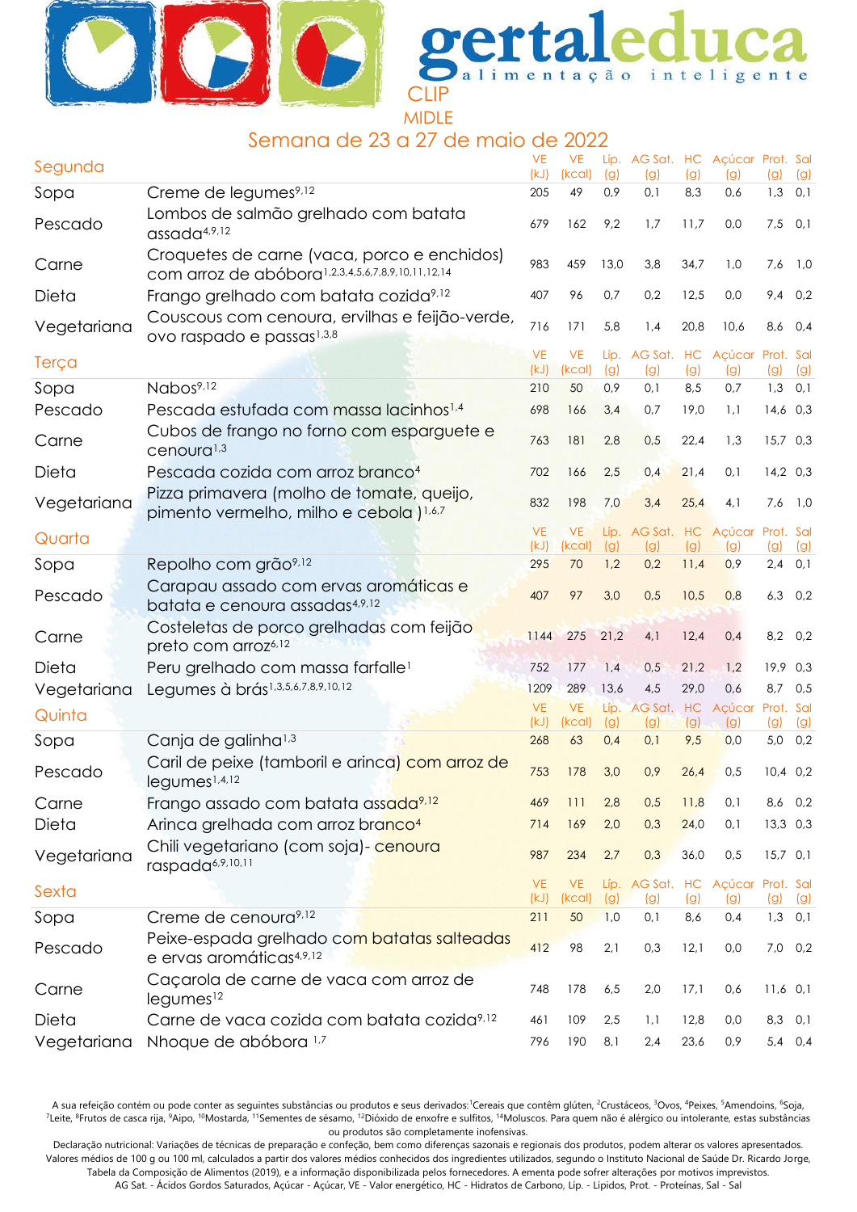gertaleduca
alimentação inteligente

CLIP
MIDLE

Semana de 23 a 27 de maio de 2022

| Segunda | | VE (kJ) | VE (kcal) | Líp. (g) | AG Sat. (g) | HC (g) | Açúcar (g) | Prot. (g) | Sal (g) |
|---|---|---|---|---|---|---|---|---|---|
| Sopa | Creme de legumes[9,12] | 205 | 49 | 0,9 | 0,1 | 8,3 | 0,6 | 1,3 | 0,1 |
| Pescado | Lombos de salmão grelhado com batata assada[4,9,12] | 679 | 162 | 9,2 | 1,7 | 11,7 | 0,0 | 7,5 | 0,1 |
| Carne | Croquetes de carne (vaca, porco e enchidos) com arroz de abóbora[1,2,3,4,5,6,7,8,9,10,11,12,14] | 983 | 459 | 13,0 | 3,8 | 34,7 | 1,0 | 7,6 | 1,0 |
| Dieta | Frango grelhado com batata cozida[9,12] | 407 | 96 | 0,7 | 0,2 | 12,5 | 0,0 | 9,4 | 0,2 |
| Vegetariana | Couscous com cenoura, ervilhas e feijão-verde, ovo raspado e passas[1,3,8] | 716 | 171 | 5,8 | 1,4 | 20,8 | 10,6 | 8,6 | 0,4 |

| Terça | | VE (kJ) | VE (kcal) | Líp. (g) | AG Sat. (g) | HC (g) | Açúcar (g) | Prot. (g) | Sal (g) |
|---|---|---|---|---|---|---|---|---|---|
| Sopa | Nabos[9,12] | 210 | 50 | 0,9 | 0,1 | 8,5 | 0,7 | 1,3 | 0,1 |
| Pescado | Pescada estufada com massa lacinhos[1,4] | 698 | 166 | 3,4 | 0,7 | 19,0 | 1,1 | 14,6 | 0,3 |
| Carne | Cubos de frango no forno com esparguete e cenoura[1,3] | 763 | 181 | 2,8 | 0,5 | 22,4 | 1,3 | 15,7 | 0,3 |
| Dieta | Pescada cozida com arroz branco[4] | 702 | 166 | 2,5 | 0,4 | 21,4 | 0,1 | 14,2 | 0,3 |
| Vegetariana | Pizza primavera (molho de tomate, queijo, pimento vermelho, milho e cebola )[1,6,7] | 832 | 198 | 7,0 | 3,4 | 25,4 | 4,1 | 7,6 | 1,0 |

| Quarta | | VE (kJ) | VE (kcal) | Líp. (g) | AG Sat. (g) | HC (g) | Açúcar (g) | Prot. (g) | Sal (g) |
|---|---|---|---|---|---|---|---|---|---|
| Sopa | Repolho com grão[9,12] | 295 | 70 | 1,2 | 0,2 | 11,4 | 0,9 | 2,4 | 0,1 |
| Pescado | Carapau assado com ervas aromáticas e batata e cenoura assadas[4,9,12] | 407 | 97 | 3,0 | 0,5 | 10,5 | 0,8 | 6,3 | 0,2 |
| Carne | Costeletas de porco grelhadas com feijão preto com arroz[6,12] | 1144 | 275 | 21,2 | 4,1 | 12,4 | 0,4 | 8,2 | 0,2 |
| Dieta | Peru grelhado com massa farfalle[1] | 752 | 177 | 1,4 | 0,5 | 21,2 | 1,2 | 19,9 | 0,3 |
| Vegetariana | Legumes à brás[1,3,5,6,7,8,9,10,12] | 1209 | 289 | 13,6 | 4,5 | 29,0 | 0,6 | 8,7 | 0,5 |

| Quinta | | VE (kJ) | VE (kcal) | Líp. (g) | AG Sat. (g) | HC (g) | Açúcar (g) | Prot. (g) | Sal (g) |
|---|---|---|---|---|---|---|---|---|---|
| Sopa | Canja de galinha[1,3] | 268 | 63 | 0,4 | 0,1 | 9,5 | 0,0 | 5,0 | 0,2 |
| Pescado | Caril de peixe (tamboril e arinca) com arroz de legumes[1,4,12] | 753 | 178 | 3,0 | 0,9 | 26,4 | 0,5 | 10,4 | 0,2 |
| Carne | Frango assado com batata assada[9,12] | 469 | 111 | 2,8 | 0,5 | 11,8 | 0,1 | 8,6 | 0,2 |
| Dieta | Arinca grelhada com arroz branco[4] | 714 | 169 | 2,0 | 0,3 | 24,0 | 0,1 | 13,3 | 0,3 |
| Vegetariana | Chili vegetariano (com soja)- cenoura raspada[6,9,10,11] | 987 | 234 | 2,7 | 0,3 | 36,0 | 0,5 | 15,7 | 0,1 |

| Sexta | | VE (kJ) | VE (kcal) | Líp. (g) | AG Sat. (g) | HC (g) | Açúcar (g) | Prot. (g) | Sal (g) |
|---|---|---|---|---|---|---|---|---|---|
| Sopa | Creme de cenoura[9,12] | 211 | 50 | 1,0 | 0,1 | 8,6 | 0,4 | 1,3 | 0,1 |
| Pescado | Peixe-espada grelhado com batatas salteadas e ervas aromáticas[4,9,12] | 412 | 98 | 2,1 | 0,3 | 12,1 | 0,0 | 7,0 | 0,2 |
| Carne | Caçarola de carne de vaca com arroz de legumes[12] | 748 | 178 | 6,5 | 2,0 | 17,1 | 0,6 | 11,6 | 0,1 |
| Dieta | Carne de vaca cozida com batata cozida[9,12] | 461 | 109 | 2,5 | 1,1 | 12,8 | 0,0 | 8,3 | 0,1 |
| Vegetariana | Nhoque de abóbora [1,7] | 796 | 190 | 8,1 | 2,4 | 23,6 | 0,9 | 5,4 | 0,4 |

A sua refeição contém ou pode conter as seguintes substâncias ou produtos e seus derivados:[1]Cereais que contêm glúten, [2]Crustáceos, [3]Ovos, [4]Peixes, [5]Amendoins, [6]Soja, [7]Leite, [8]Frutos de casca rija, [9]Aipo, [10]Mostarda, [11]Sementes de sésamo, [12]Dióxido de enxofre e sulfitos, [14]Moluscos. Para quem não é alérgico ou intolerante, estas substâncias ou produtos são completamente inofensivas.

Declaração nutricional: Variações de técnicas de preparação e confeção, bem como diferenças sazonais e regionais dos produtos, podem alterar os valores apresentados. Valores médios de 100 g ou 100 ml, calculados a partir dos valores médios conhecidos dos ingredientes utilizados, segundo o Instituto Nacional de Saúde Dr. Ricardo Jorge, Tabela da Composição de Alimentos (2019), e a informação disponibilizada pelos fornecedores. A ementa pode sofrer alterações por motivos imprevistos.

AG Sat. - Ácidos Gordos Saturados, Açúcar - Açúcar, VE - Valor energético, HC - Hidratos de Carbono, Líp. - Lipidos, Prot. - Proteínas, Sal - Sal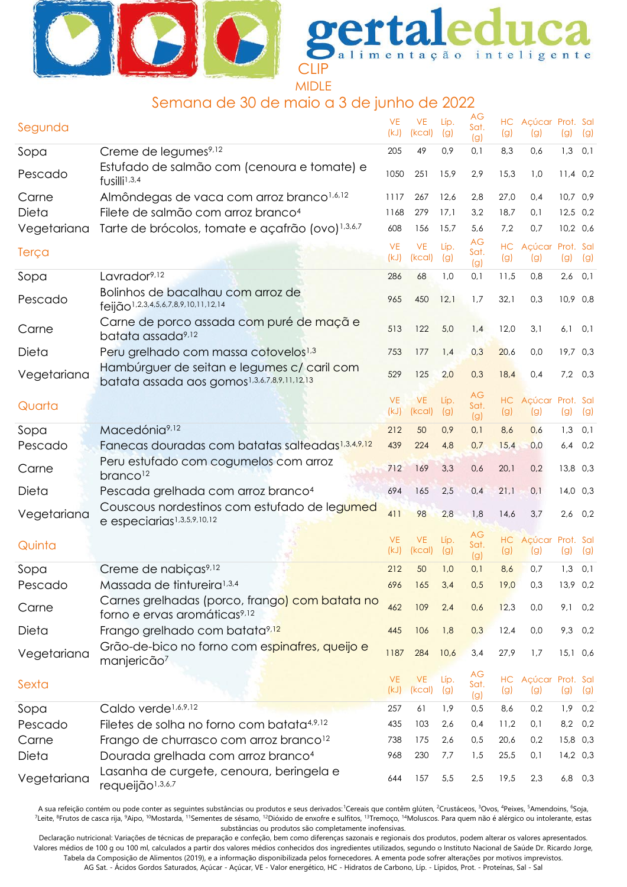gertaleduca alimentação inteligente

CLIP

MIDLE

## Semana de 30 de maio a 3 de junho de 2022

| Segunda | | VE (kJ) | VE (kcal) | Líp. (g) | AG Sat. (g) | HC (g) | Açúcar (g) | Prot. (g) | Sal (g) |
|---|---|---|---|---|---|---|---|---|---|
| Sopa | Creme de legumes[9,12] | 205 | 49 | 0,9 | 0,1 | 8,3 | 0,6 | 1,3 | 0,1 |
| Pescado | Estufado de salmão com (cenoura e tomate) e fusilli[1,3,4] | 1050 | 251 | 15,9 | 2,9 | 15,3 | 1,0 | 11,4 | 0,2 |
| Carne | Almôndegas de vaca com arroz branco[1,6,12] | 1117 | 267 | 12,6 | 2,8 | 27,0 | 0,4 | 10,7 | 0,9 |
| Dieta | Filete de salmão com arroz branco[4] | 1168 | 279 | 17,1 | 3,2 | 18,7 | 0,1 | 12,5 | 0,2 |
| Vegetariana | Tarte de brócolos, tomate e açafrão (ovo)[1,3,6,7] | 608 | 156 | 15,7 | 5,6 | 7,2 | 0,7 | 10,2 | 0,6 |

| Terça | | VE (kJ) | VE (kcal) | Líp. (g) | AG Sat. (g) | HC (g) | Açúcar (g) | Prot. (g) | Sal (g) |
|---|---|---|---|---|---|---|---|---|---|
| Sopa | Lavrador[9,12] | 286 | 68 | 1,0 | 0,1 | 11,5 | 0,8 | 2,6 | 0,1 |
| Pescado | Bolinhos de bacalhau com arroz de feijão[1,2,3,4,5,6,7,8,9,10,11,12,14] | 965 | 450 | 12,1 | 1,7 | 32,1 | 0,3 | 10,9 | 0,8 |
| Carne | Carne de porco assada com puré de maçã e batata assada[9,12] | 513 | 122 | 5,0 | 1,4 | 12,0 | 3,1 | 6,1 | 0,1 |
| Dieta | Peru grelhado com massa cotovelos[1,3] | 753 | 177 | 1,4 | 0,3 | 20,6 | 0,0 | 19,7 | 0,3 |
| Vegetariana | Hambúrguer de seitan e legumes c/ caril com batata assada aos gomos[1,3,6,7,8,9,11,12,13] | 529 | 125 | 2,0 | 0,3 | 18,4 | 0,4 | 7,2 | 0,3 |

| Quarta | | VE (kJ) | VE (kcal) | Líp. (g) | AG Sat. (g) | HC (g) | Açúcar (g) | Prot. (g) | Sal (g) |
|---|---|---|---|---|---|---|---|---|---|
| Sopa | Macedónia[9,12] | 212 | 50 | 0,9 | 0,1 | 8,6 | 0,6 | 1,3 | 0,1 |
| Pescado | Fanecas douradas com batatas salteadas[1,3,4,9,12] | 439 | 224 | 4,8 | 0,7 | 15,4 | 0,0 | 6,4 | 0,2 |
| Carne | Peru estufado com cogumelos com arroz branco[12] | 712 | 169 | 3,3 | 0,6 | 20,1 | 0,2 | 13,8 | 0,3 |
| Dieta | Pescada grelhada com arroz branco[4] | 694 | 165 | 2,5 | 0,4 | 21,1 | 0,1 | 14,0 | 0,3 |
| Vegetariana | Couscous nordestinos com estufado de legumed e especiarias[1,3,5,9,10,12] | 411 | 98 | 2,8 | 1,8 | 14,6 | 3,7 | 2,6 | 0,2 |

| Quinta | | VE (kJ) | VE (kcal) | Líp. (g) | AG Sat. (g) | HC (g) | Açúcar (g) | Prot. (g) | Sal (g) |
|---|---|---|---|---|---|---|---|---|---|
| Sopa | Creme de nabiças[9,12] | 212 | 50 | 1,0 | 0,1 | 8,6 | 0,7 | 1,3 | 0,1 |
| Pescado | Massada de tintureira[1,3,4] | 696 | 165 | 3,4 | 0,5 | 19,0 | 0,3 | 13,9 | 0,2 |
| Carne | Carnes grelhadas (porco, frango) com batata no forno e ervas aromáticas[9,12] | 462 | 109 | 2,4 | 0,6 | 12,3 | 0,0 | 9,1 | 0,2 |
| Dieta | Frango grelhado com batata[9,12] | 445 | 106 | 1,8 | 0,3 | 12,4 | 0,0 | 9,3 | 0,2 |
| Vegetariana | Grão-de-bico no forno com espinafres, queijo e manjericão[7] | 1187 | 284 | 10,6 | 3,4 | 27,9 | 1,7 | 15,1 | 0,6 |

| Sexta | | VE (kJ) | VE (kcal) | Líp. (g) | AG Sat. (g) | HC (g) | Açúcar (g) | Prot. (g) | Sal (g) |
|---|---|---|---|---|---|---|---|---|---|
| Sopa | Caldo verde[1,6,9,12] | 257 | 61 | 1,9 | 0,5 | 8,6 | 0,2 | 1,9 | 0,2 |
| Pescado | Filetes de solha no forno com batata[4,9,12] | 435 | 103 | 2,6 | 0,4 | 11,2 | 0,1 | 8,2 | 0,2 |
| Carne | Frango de churrasco com arroz branco[12] | 738 | 175 | 2,6 | 0,5 | 20,6 | 0,2 | 15,8 | 0,3 |
| Dieta | Dourada grelhada com arroz branco[4] | 968 | 230 | 7,7 | 1,5 | 25,5 | 0,1 | 14,2 | 0,3 |
| Vegetariana | Lasanha de curgete, cenoura, beringela e requeijão[1,3,6,7] | 644 | 157 | 5,5 | 2,5 | 19,5 | 2,3 | 6,8 | 0,3 |

A sua refeição contém ou pode conter as seguintes substâncias ou produtos e seus derivados: [1]Cereais que contêm glúten, [2]Crustáceos, [3]Ovos, [4]Peixes, [5]Amendoins, [6]Soja, [7]Leite, [8]Frutos de casca rija, [9]Aipo, [10]Mostarda, [11]Sementes de sésamo, [12]Dióxido de enxofre e sulfitos, [13]Tremoço, [14]Moluscos. Para quem não é alérgico ou intolerante, estas substâncias ou produtos são completamente inofensivas.

Declaração nutricional: Variações de técnicas de preparação e confeção, bem como diferenças sazonais e regionais dos produtos, podem alterar os valores apresentados. Valores médios de 100 g ou 100 ml, calculados a partir dos valores médios conhecidos dos ingredientes utilizados, segundo o Instituto Nacional de Saúde Dr. Ricardo Jorge, Tabela da Composição de Alimentos (2019), e a informação disponibilizada pelos fornecedores. A ementa pode sofrer alterações por motivos imprevistos.

AG Sat. - Ácidos Gordos Saturados, Açúcar - Açúcar, VE - Valor energético, HC - Hidratos de Carbono, Líp. - Lipidos, Prot. - Proteínas, Sal - Sal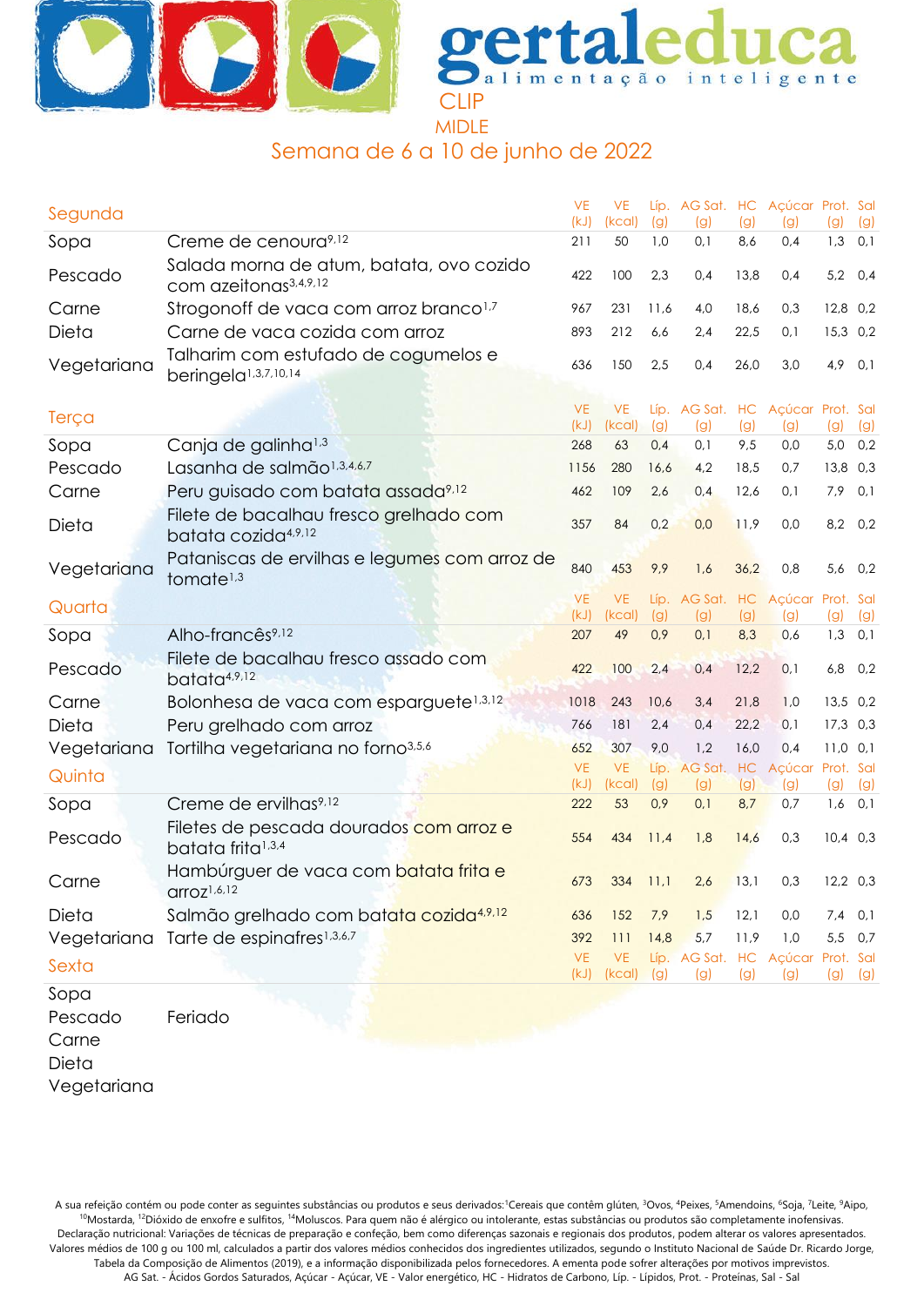# gertaleduca

alimentação inteligente

CLIP

MIDLE

## Semana de 6 a 10 de junho de 2022

| Segunda | | VE (kJ) | VE (kcal) | Líp. (g) | AG Sat. (g) | HC (g) | Açúcar (g) | Prot. (g) | Sal (g) |
|---|---|---|---|---|---|---|---|---|---|
| Sopa | Creme de cenoura[9,12] | 211 | 50 | 1,0 | 0,1 | 8,6 | 0,4 | 1,3 | 0,1 |
| Pescado | Salada morna de atum, batata, ovo cozido com azeitonas[3,4,9,12] | 422 | 100 | 2,3 | 0,4 | 13,8 | 0,4 | 5,2 | 0,4 |
| Carne | Strogonoff de vaca com arroz branco[1,7] | 967 | 231 | 11,6 | 4,0 | 18,6 | 0,3 | 12,8 | 0,2 |
| Dieta | Carne de vaca cozida com arroz | 893 | 212 | 6,6 | 2,4 | 22,5 | 0,1 | 15,3 | 0,2 |
| Vegetariana | Talharim com estufado de cogumelos e beringela[1,3,7,10,14] | 636 | 150 | 2,5 | 0,4 | 26,0 | 3,0 | 4,9 | 0,1 |

| Terça | | VE (kJ) | VE (kcal) | Líp. (g) | AG Sat. (g) | HC (g) | Açúcar (g) | Prot. (g) | Sal (g) |
|---|---|---|---|---|---|---|---|---|---|
| Sopa | Canja de galinha[1,3] | 268 | 63 | 0,4 | 0,1 | 9,5 | 0,0 | 5,0 | 0,2 |
| Pescado | Lasanha de salmão[1,3,4,6,7] | 1156 | 280 | 16,6 | 4,2 | 18,5 | 0,7 | 13,8 | 0,3 |
| Carne | Peru guisado com batata assada[9,12] | 462 | 109 | 2,6 | 0,4 | 12,6 | 0,1 | 7,9 | 0,1 |
| Dieta | Filete de bacalhau fresco grelhado com batata cozida[4,9,12] | 357 | 84 | 0,2 | 0,0 | 11,9 | 0,0 | 8,2 | 0,2 |
| Vegetariana | Pataniscas de ervilhas e legumes com arroz de tomate[1,3] | 840 | 453 | 9,9 | 1,6 | 36,2 | 0,8 | 5,6 | 0,2 |

| Quarta | | VE (kJ) | VE (kcal) | Líp. (g) | AG Sat. (g) | HC (g) | Açúcar (g) | Prot. (g) | Sal (g) |
|---|---|---|---|---|---|---|---|---|---|
| Sopa | Alho-francês[9,12] | 207 | 49 | 0,9 | 0,1 | 8,3 | 0,6 | 1,3 | 0,1 |
| Pescado | Filete de bacalhau fresco assado com batata[4,9,12] | 422 | 100 | 2,4 | 0,4 | 12,2 | 0,1 | 6,8 | 0,2 |
| Carne | Bolonhesa de vaca com esparguete[1,3,12] | 1018 | 243 | 10,6 | 3,4 | 21,8 | 1,0 | 13,5 | 0,2 |
| Dieta | Peru grelhado com arroz | 766 | 181 | 2,4 | 0,4 | 22,2 | 0,1 | 17,3 | 0,3 |
| Vegetariana | Tortilha vegetariana no forno[3,5,6] | 652 | 307 | 9,0 | 1,2 | 16,0 | 0,4 | 11,0 | 0,1 |

| Quinta | | VE (kJ) | VE (kcal) | Líp. (g) | AG Sat. (g) | HC (g) | Açúcar (g) | Prot. (g) | Sal (g) |
|---|---|---|---|---|---|---|---|---|---|
| Sopa | Creme de ervilhas[9,12] | 222 | 53 | 0,9 | 0,1 | 8,7 | 0,7 | 1,6 | 0,1 |
| Pescado | Filetes de pescada dourados com arroz e batata frita[1,3,4] | 554 | 434 | 11,4 | 1,8 | 14,6 | 0,3 | 10,4 | 0,3 |
| Carne | Hambúrguer de vaca com batata frita e arroz[1,6,12] | 673 | 334 | 11,1 | 2,6 | 13,1 | 0,3 | 12,2 | 0,3 |
| Dieta | Salmão grelhado com batata cozida[4,9,12] | 636 | 152 | 7,9 | 1,5 | 12,1 | 0,0 | 7,4 | 0,1 |
| Vegetariana | Tarte de espinafres[1,3,6,7] | 392 | 111 | 14,8 | 5,7 | 11,9 | 1,0 | 5,5 | 0,7 |

| Sexta | | VE (kJ) | VE (kcal) | Líp. (g) | AG Sat. (g) | HC (g) | Açúcar (g) | Prot. (g) | Sal (g) |
|---|---|---|---|---|---|---|---|---|---|
| Sopa | | | | | | | | | |
| Pescado | Feriado | | | | | | | | |
| Carne | | | | | | | | | |
| Dieta | | | | | | | | | |
| Vegetariana | | | | | | | | | |

A sua refeição contém ou pode conter as seguintes substâncias ou produtos e seus derivados:[1]Cereais que contêm glúten, [3]Ovos, [4]Peixes, [5]Amendoins, [6]Soja, [7]Leite, [9]Aipo, [10]Mostarda, [12]Dióxido de enxofre e sulfitos, [14]Moluscos. Para quem não é alérgico ou intolerante, estas substâncias ou produtos são completamente inofensivas. Declaração nutricional: Variações de técnicas de preparação e confeção, bem como diferenças sazonais e regionais dos produtos, podem alterar os valores apresentados. Valores médios de 100 g ou 100 ml, calculados a partir dos valores médios conhecidos dos ingredientes utilizados, segundo o Instituto Nacional de Saúde Dr. Ricardo Jorge, Tabela da Composição de Alimentos (2019), e a informação disponibilizada pelos fornecedores. A ementa pode sofrer alterações por motivos imprevistos. AG Sat. - Ácidos Gordos Saturados, Açúcar - Açúcar, VE - Valor energético, HC - Hidratos de Carbono, Líp. - Lipidos, Prot. - Proteínas, Sal - Sal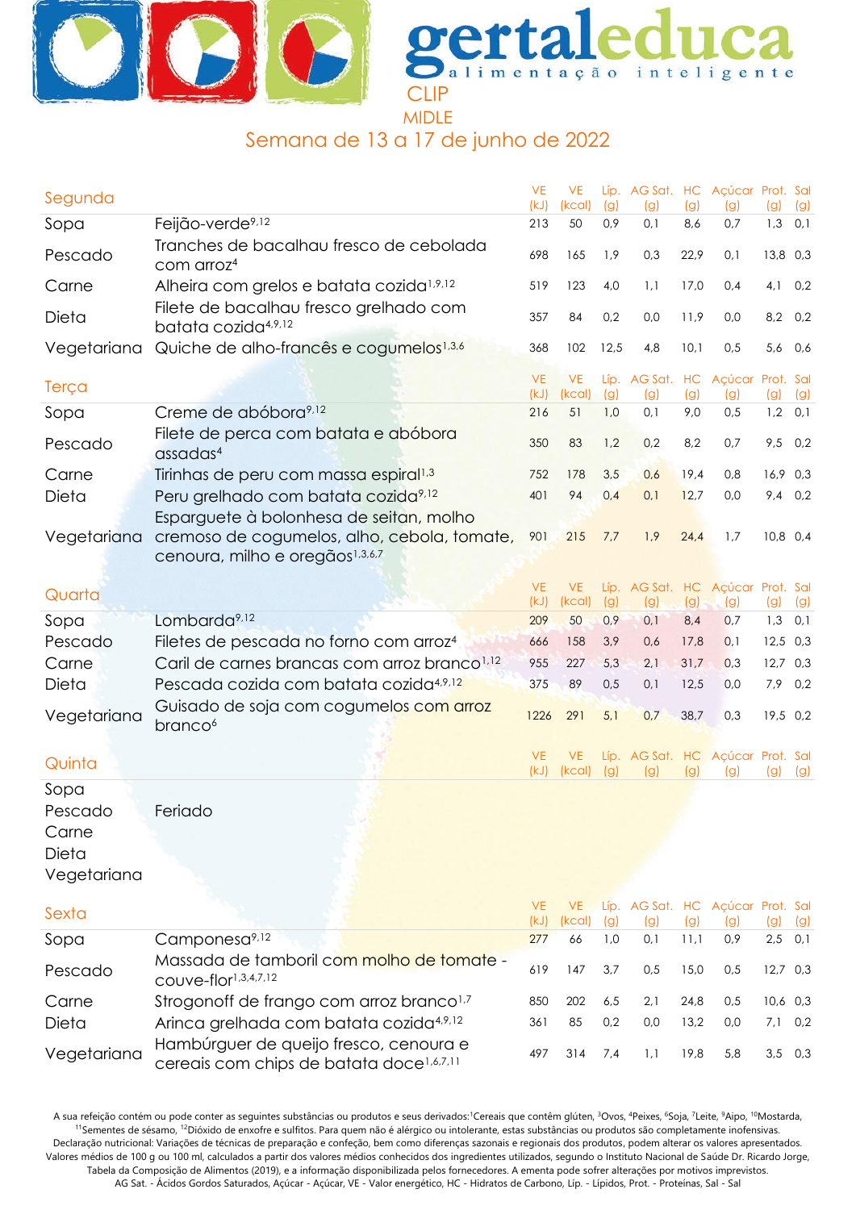# gertaleduca

alimentação inteligente

CLIP

MIDLE

Semana de 13 a 17 de junho de 2022

| Segunda | | VE (kJ) | VE (kcal) | Líp. (g) | AG Sat. (g) | HC (g) | Açúcar (g) | Prot. (g) | Sal (g) |
|---|---|---|---|---|---|---|---|---|---|
| Sopa | Feijão-verde[9,12] | 213 | 50 | 0,9 | 0,1 | 8,6 | 0,7 | 1,3 | 0,1 |
| Pescado | Tranches de bacalhau fresco de cebolada com arroz[4] | 698 | 165 | 1,9 | 0,3 | 22,9 | 0,1 | 13,8 | 0,3 |
| Carne | Alheira com grelos e batata cozida[1,9,12] | 519 | 123 | 4,0 | 1,1 | 17,0 | 0,4 | 4,1 | 0,2 |
| Dieta | Filete de bacalhau fresco grelhado com batata cozida[4,9,12] | 357 | 84 | 0,2 | 0,0 | 11,9 | 0,0 | 8,2 | 0,2 |
| Vegetariana | Quiche de alho-francês e cogumelos[1,3,6] | 368 | 102 | 12,5 | 4,8 | 10,1 | 0,5 | 5,6 | 0,6 |

| Terça | | VE (kJ) | VE (kcal) | Líp. (g) | AG Sat. (g) | HC (g) | Açúcar (g) | Prot. (g) | Sal (g) |
|---|---|---|---|---|---|---|---|---|---|
| Sopa | Creme de abóbora[9,12] | 216 | 51 | 1,0 | 0,1 | 9,0 | 0,5 | 1,2 | 0,1 |
| Pescado | Filete de perca com batata e abóbora assadas[4] | 350 | 83 | 1,2 | 0,2 | 8,2 | 0,7 | 9,5 | 0,2 |
| Carne | Tirinhas de peru com massa espiral[1,3] | 752 | 178 | 3,5 | 0,6 | 19,4 | 0,8 | 16,9 | 0,3 |
| Dieta | Peru grelhado com batata cozida[9,12] | 401 | 94 | 0,4 | 0,1 | 12,7 | 0,0 | 9,4 | 0,2 |
| Vegetariana | Esparguete à bolonhesa de seitan, molho cremoso de cogumelos, alho, cebola, tomate, cenoura, milho e oregãos[1,3,6,7] | 901 | 215 | 7,7 | 1,9 | 24,4 | 1,7 | 10,8 | 0,4 |

| Quarta | | VE (kJ) | VE (kcal) | Líp. (g) | AG Sat. (g) | HC (g) | Açúcar (g) | Prot. (g) | Sal (g) |
|---|---|---|---|---|---|---|---|---|---|
| Sopa | Lombarda[9,12] | 209 | 50 | 0,9 | 0,1 | 8,4 | 0,7 | 1,3 | 0,1 |
| Pescado | Filetes de pescada no forno com arroz[4] | 666 | 158 | 3,9 | 0,6 | 17,8 | 0,1 | 12,5 | 0,3 |
| Carne | Caril de carnes brancas com arroz branco[1,12] | 955 | 227 | 5,3 | 2,1 | 31,7 | 0,3 | 12,7 | 0,3 |
| Dieta | Pescada cozida com batata cozida[4,9,12] | 375 | 89 | 0,5 | 0,1 | 12,5 | 0,0 | 7,9 | 0,2 |
| Vegetariana | Guisado de soja com cogumelos com arroz branco[6] | 1226 | 291 | 5,1 | 0,7 | 38,7 | 0,3 | 19,5 | 0,2 |

| Quinta | | VE (kJ) | VE (kcal) | Líp. (g) | AG Sat. (g) | HC (g) | Açúcar (g) | Prot. (g) | Sal (g) |
|---|---|---|---|---|---|---|---|---|---|
| Sopa | | | | | | | | | |
| Pescado | Feriado | | | | | | | | |
| Carne | | | | | | | | | |
| Dieta | | | | | | | | | |
| Vegetariana | | | | | | | | | |

| Sexta | | VE (kJ) | VE (kcal) | Líp. (g) | AG Sat. (g) | HC (g) | Açúcar (g) | Prot. (g) | Sal (g) |
|---|---|---|---|---|---|---|---|---|---|
| Sopa | Camponesa[9,12] | 277 | 66 | 1,0 | 0,1 | 11,1 | 0,9 | 2,5 | 0,1 |
| Pescado | Massada de tamboril com molho de tomate - couve-flor[1,3,4,7,12] | 619 | 147 | 3,7 | 0,5 | 15,0 | 0,5 | 12,7 | 0,3 |
| Carne | Strogonoff de frango com arroz branco[1,7] | 850 | 202 | 6,5 | 2,1 | 24,8 | 0,5 | 10,6 | 0,3 |
| Dieta | Arinca grelhada com batata cozida[4,9,12] | 361 | 85 | 0,2 | 0,0 | 13,2 | 0,0 | 7,1 | 0,2 |
| Vegetariana | Hambúrguer de queijo fresco, cenoura e cereais com chips de batata doce[1,6,7,11] | 497 | 314 | 7,4 | 1,1 | 19,8 | 5,8 | 3,5 | 0,3 |

A sua refeição contém ou pode conter as seguintes substâncias ou produtos e seus derivados:[1]Cereais que contêm glúten, [3]Ovos, [4]Peixes, [6]Soja, [7]Leite, [9]Aipo, [10]Mostarda, [11]Sementes de sésamo, [12]Dióxido de enxofre e sulfitos. Para quem não é alérgico ou intolerante, estas substâncias ou produtos são completamente inofensivas.
Declaração nutricional: Variações de técnicas de preparação e confeção, bem como diferenças sazonais e regionais dos produtos, podem alterar os valores apresentados. Valores médios de 100 g ou 100 ml, calculados a partir dos valores médios conhecidos dos ingredientes utilizados, segundo o Instituto Nacional de Saúde Dr. Ricardo Jorge, Tabela da Composição de Alimentos (2019), e a informação disponibilizada pelos fornecedores. A ementa pode sofrer alterações por motivos imprevistos.
AG Sat. - Ácidos Gordos Saturados, Açúcar - Açúcar, VE - Valor energético, HC - Hidratos de Carbono, Líp. - Lipidos, Prot. - Proteínas, Sal - Sal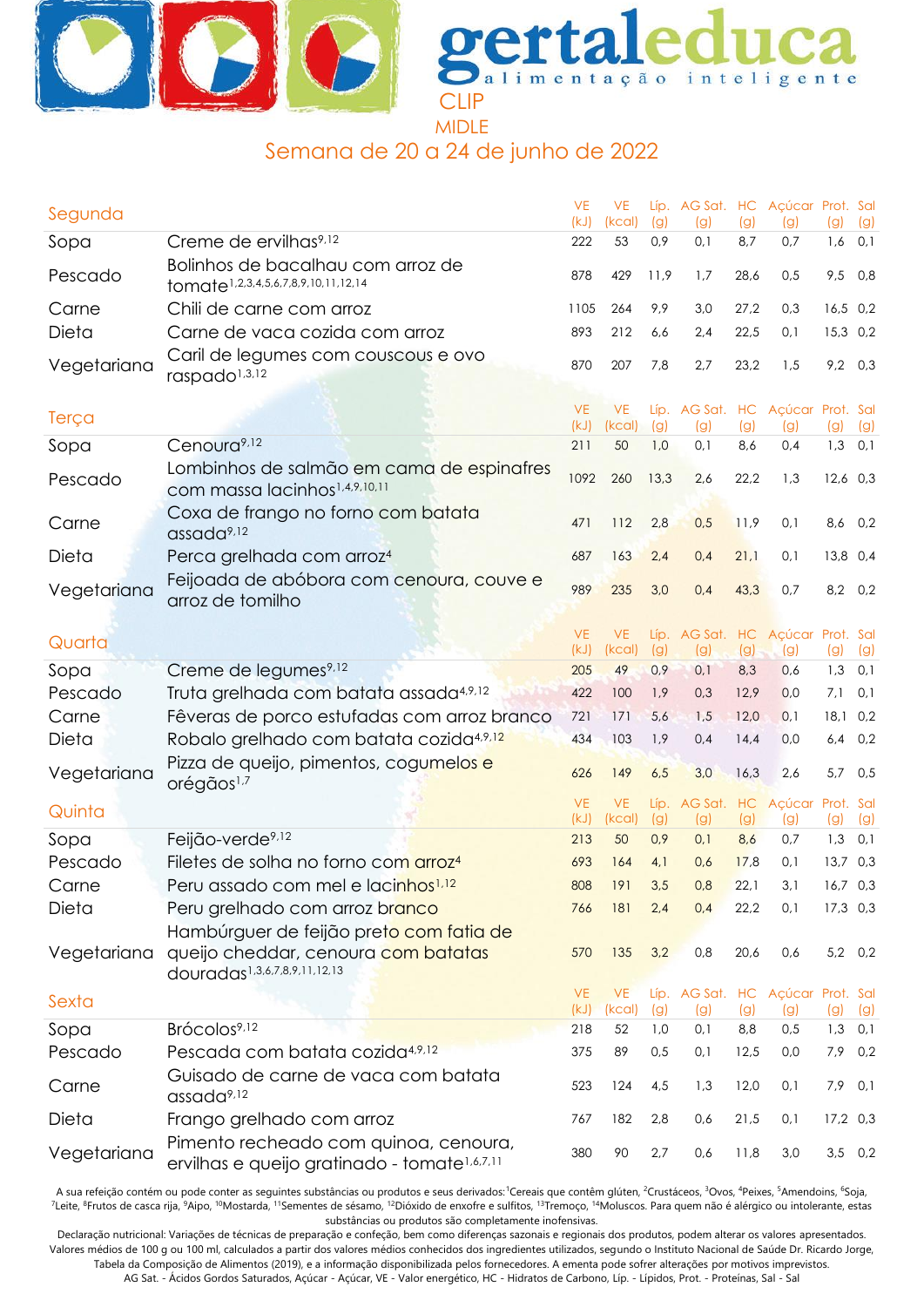# gertaleduca

alimentação inteligente

CLIP

MIDLE

## Semana de 20 a 24 de junho de 2022

| Segunda | | VE (kJ) | VE (kcal) | Líp. (g) | AG Sat. (g) | HC (g) | Açúcar (g) | Prot. (g) | Sal (g) |
|---|---|---|---|---|---|---|---|---|---|
| Sopa | Creme de ervilhas[9,12] | 222 | 53 | 0,9 | 0,1 | 8,7 | 0,7 | 1,6 | 0,1 |
| Pescado | Bolinhos de bacalhau com arroz de tomate[1,2,3,4,5,6,7,8,9,10,11,12,14] | 878 | 429 | 11,9 | 1,7 | 28,6 | 0,5 | 9,5 | 0,8 |
| Carne | Chili de carne com arroz | 1105 | 264 | 9,9 | 3,0 | 27,2 | 0,3 | 16,5 | 0,2 |
| Dieta | Carne de vaca cozida com arroz | 893 | 212 | 6,6 | 2,4 | 22,5 | 0,1 | 15,3 | 0,2 |
| Vegetariana | Caril de legumes com couscous e ovo raspado[1,3,12] | 870 | 207 | 7,8 | 2,7 | 23,2 | 1,5 | 9,2 | 0,3 |

| Terça | | VE (kJ) | VE (kcal) | Líp. (g) | AG Sat. (g) | HC (g) | Açúcar (g) | Prot. (g) | Sal (g) |
|---|---|---|---|---|---|---|---|---|---|
| Sopa | Cenoura[9,12] | 211 | 50 | 1,0 | 0,1 | 8,6 | 0,4 | 1,3 | 0,1 |
| Pescado | Lombinhos de salmão em cama de espinafres com massa lacinhos[1,4,9,10,11] | 1092 | 260 | 13,3 | 2,6 | 22,2 | 1,3 | 12,6 | 0,3 |
| Carne | Coxa de frango no forno com batata assada[9,12] | 471 | 112 | 2,8 | 0,5 | 11,9 | 0,1 | 8,6 | 0,2 |
| Dieta | Perca grelhada com arroz[4] | 687 | 163 | 2,4 | 0,4 | 21,1 | 0,1 | 13,8 | 0,4 |
| Vegetariana | Feijoada de abóbora com cenoura, couve e arroz de tomilho | 989 | 235 | 3,0 | 0,4 | 43,3 | 0,7 | 8,2 | 0,2 |

| Quarta | | VE (kJ) | VE (kcal) | Líp. (g) | AG Sat. (g) | HC (g) | Açúcar (g) | Prot. (g) | Sal (g) |
|---|---|---|---|---|---|---|---|---|---|
| Sopa | Creme de legumes[9,12] | 205 | 49 | 0,9 | 0,1 | 8,3 | 0,6 | 1,3 | 0,1 |
| Pescado | Truta grelhada com batata assada[4,9,12] | 422 | 100 | 1,9 | 0,3 | 12,9 | 0,0 | 7,1 | 0,1 |
| Carne | Fêveras de porco estufadas com arroz branco | 721 | 171 | 5,6 | 1,5 | 12,0 | 0,1 | 18,1 | 0,2 |
| Dieta | Robalo grelhado com batata cozida[4,9,12] | 434 | 103 | 1,9 | 0,4 | 14,4 | 0,0 | 6,4 | 0,2 |
| Vegetariana | Pizza de queijo, pimentos, cogumelos e orégãos[1,7] | 626 | 149 | 6,5 | 3,0 | 16,3 | 2,6 | 5,7 | 0,5 |

| Quinta | | VE (kJ) | VE (kcal) | Líp. (g) | AG Sat. (g) | HC (g) | Açúcar (g) | Prot. (g) | Sal (g) |
|---|---|---|---|---|---|---|---|---|---|
| Sopa | Feijão-verde[9,12] | 213 | 50 | 0,9 | 0,1 | 8,6 | 0,7 | 1,3 | 0,1 |
| Pescado | Filetes de solha no forno com arroz[4] | 693 | 164 | 4,1 | 0,6 | 17,8 | 0,1 | 13,7 | 0,3 |
| Carne | Peru assado com mel e lacinhos[1,12] | 808 | 191 | 3,5 | 0,8 | 22,1 | 3,1 | 16,7 | 0,3 |
| Dieta | Peru grelhado com arroz branco | 766 | 181 | 2,4 | 0,4 | 22,2 | 0,1 | 17,3 | 0,3 |
| Vegetariana | Hambúrguer de feijão preto com fatia de queijo cheddar, cenoura com batatas douradas[1,3,6,7,8,9,11,12,13] | 570 | 135 | 3,2 | 0,8 | 20,6 | 0,6 | 5,2 | 0,2 |

| Sexta | | VE (kJ) | VE (kcal) | Líp. (g) | AG Sat. (g) | HC (g) | Açúcar (g) | Prot. (g) | Sal (g) |
|---|---|---|---|---|---|---|---|---|---|
| Sopa | Brócolos[9,12] | 218 | 52 | 1,0 | 0,1 | 8,8 | 0,5 | 1,3 | 0,1 |
| Pescado | Pescada com batata cozida[4,9,12] | 375 | 89 | 0,5 | 0,1 | 12,5 | 0,0 | 7,9 | 0,2 |
| Carne | Guisado de carne de vaca com batata assada[9,12] | 523 | 124 | 4,5 | 1,3 | 12,0 | 0,1 | 7,9 | 0,1 |
| Dieta | Frango grelhado com arroz | 767 | 182 | 2,8 | 0,6 | 21,5 | 0,1 | 17,2 | 0,3 |
| Vegetariana | Pimento recheado com quinoa, cenoura, ervilhas e queijo gratinado - tomate[1,6,7,11] | 380 | 90 | 2,7 | 0,6 | 11,8 | 3,0 | 3,5 | 0,2 |

A sua refeição contém ou pode conter as seguintes substâncias ou produtos e seus derivados: [1]Cereais que contêm glúten, [2]Crustáceos, [3]Ovos, [4]Peixes, [5]Amendoins, [6]Soja, [7]Leite, [8]Frutos de casca rija, [9]Aipo, [10]Mostarda, [11]Sementes de sésamo, [12]Dióxido de enxofre e sulfitos, [13]Tremoço, [14]Moluscos. Para quem não é alérgico ou intolerante, estas substâncias ou produtos são completamente inofensivas.

Declaração nutricional: Variações de técnicas de preparação e confeção, bem como diferenças sazonais e regionais dos produtos, podem alterar os valores apresentados. Valores médios de 100 g ou 100 ml, calculados a partir dos valores médios conhecidos dos ingredientes utilizados, segundo o Instituto Nacional de Saúde Dr. Ricardo Jorge, Tabela da Composição de Alimentos (2019), e a informação disponibilizada pelos fornecedores. A ementa pode sofrer alterações por motivos imprevistos.

AG Sat. - Ácidos Gordos Saturados, Açúcar - Açúcar, VE - Valor energético, HC - Hidratos de Carbono, Líp. - Lipidos, Prot. - Proteínas, Sal - Sal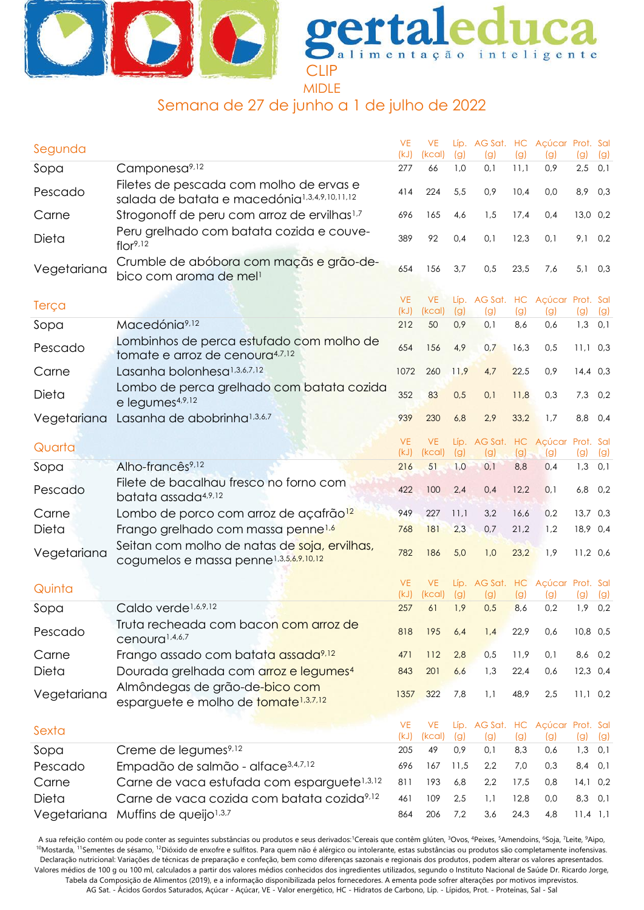# gertaleduca

alimentação inteligente

CLIP

MIDLE

## Semana de 27 de junho a 1 de julho de 2022

| Segunda | | VE (kJ) | VE (kcal) | Líp. (g) | AG Sat. (g) | HC (g) | Açúcar (g) | Prot. (g) | Sal (g) |
|---|---|---|---|---|---|---|---|---|---|
| Sopa | Camponesa[9,12] | 277 | 66 | 1,0 | 0,1 | 11,1 | 0,9 | 2,5 | 0,1 |
| Pescado | Filetes de pescada com molho de ervas e salada de batata e macedónia[1,3,4,9,10,11,12] | 414 | 224 | 5,5 | 0,9 | 10,4 | 0,0 | 8,9 | 0,3 |
| Carne | Strogonoff de peru com arroz de ervilhas[1,7] | 696 | 165 | 4,6 | 1,5 | 17,4 | 0,4 | 13,0 | 0,2 |
| Dieta | Peru grelhado com batata cozida e couve-flor[9,12] | 389 | 92 | 0,4 | 0,1 | 12,3 | 0,1 | 9,1 | 0,2 |
| Vegetariana | Crumble de abóbora com maçãs e grão-de-bico com aroma de mel[1] | 654 | 156 | 3,7 | 0,5 | 23,5 | 7,6 | 5,1 | 0,3 |

| Terça | | VE (kJ) | VE (kcal) | Líp. (g) | AG Sat. (g) | HC (g) | Açúcar (g) | Prot. (g) | Sal (g) |
|---|---|---|---|---|---|---|---|---|---|
| Sopa | Macedónia[9,12] | 212 | 50 | 0,9 | 0,1 | 8,6 | 0,6 | 1,3 | 0,1 |
| Pescado | Lombinhos de perca estufado com molho de tomate e arroz de cenoura[4,7,12] | 654 | 156 | 4,9 | 0,7 | 16,3 | 0,5 | 11,1 | 0,3 |
| Carne | Lasanha bolonhesa[1,3,6,7,12] | 1072 | 260 | 11,9 | 4,7 | 22,5 | 0,9 | 14,4 | 0,3 |
| Dieta | Lombo de perca grelhado com batata cozida e legumes[4,9,12] | 352 | 83 | 0,5 | 0,1 | 11,8 | 0,3 | 7,3 | 0,2 |
| Vegetariana | Lasanha de abobrinha[1,3,6,7] | 939 | 230 | 6,8 | 2,9 | 33,2 | 1,7 | 8,8 | 0,4 |

| Quarta | | VE (kJ) | VE (kcal) | Líp. (g) | AG Sat. (g) | HC (g) | Açúcar (g) | Prot. (g) | Sal (g) |
|---|---|---|---|---|---|---|---|---|---|
| Sopa | Alho-francês[9,12] | 216 | 51 | 1,0 | 0,1 | 8,8 | 0,4 | 1,3 | 0,1 |
| Pescado | Filete de bacalhau fresco no forno com batata assada[4,9,12] | 422 | 100 | 2,4 | 0,4 | 12,2 | 0,1 | 6,8 | 0,2 |
| Carne | Lombo de porco com arroz de açafrão[12] | 949 | 227 | 11,1 | 3,2 | 16,6 | 0,2 | 13,7 | 0,3 |
| Dieta | Frango grelhado com massa penne[1,6] | 768 | 181 | 2,3 | 0,7 | 21,2 | 1,2 | 18,9 | 0,4 |
| Vegetariana | Seitan com molho de natas de soja, ervilhas, cogumelos e massa penne[1,3,5,6,9,10,12] | 782 | 186 | 5,0 | 1,0 | 23,2 | 1,9 | 11,2 | 0,6 |

| Quinta | | VE (kJ) | VE (kcal) | Líp. (g) | AG Sat. (g) | HC (g) | Açúcar (g) | Prot. (g) | Sal (g) |
|---|---|---|---|---|---|---|---|---|---|
| Sopa | Caldo verde[1,6,9,12] | 257 | 61 | 1,9 | 0,5 | 8,6 | 0,2 | 1,9 | 0,2 |
| Pescado | Truta recheada com bacon com arroz de cenoura[1,4,6,7] | 818 | 195 | 6,4 | 1,4 | 22,9 | 0,6 | 10,8 | 0,5 |
| Carne | Frango assado com batata assada[9,12] | 471 | 112 | 2,8 | 0,5 | 11,9 | 0,1 | 8,6 | 0,2 |
| Dieta | Dourada grelhada com arroz e legumes[4] | 843 | 201 | 6,6 | 1,3 | 22,4 | 0,6 | 12,3 | 0,4 |
| Vegetariana | Almôndegas de grão-de-bico com esparguete e molho de tomate[1,3,7,12] | 1357 | 322 | 7,8 | 1,1 | 48,9 | 2,5 | 11,1 | 0,2 |

| Sexta | | VE (kJ) | VE (kcal) | Líp. (g) | AG Sat. (g) | HC (g) | Açúcar (g) | Prot. (g) | Sal (g) |
|---|---|---|---|---|---|---|---|---|---|
| Sopa | Creme de legumes[9,12] | 205 | 49 | 0,9 | 0,1 | 8,3 | 0,6 | 1,3 | 0,1 |
| Pescado | Empadão de salmão - alface[3,4,7,12] | 696 | 167 | 11,5 | 2,2 | 7,0 | 0,3 | 8,4 | 0,1 |
| Carne | Carne de vaca estufada com esparguete[1,3,12] | 811 | 193 | 6,8 | 2,2 | 17,5 | 0,8 | 14,1 | 0,2 |
| Dieta | Carne de vaca cozida com batata cozida[9,12] | 461 | 109 | 2,5 | 1,1 | 12,8 | 0,0 | 8,3 | 0,1 |
| Vegetariana | Muffins de queijo[1,3,7] | 864 | 206 | 7,2 | 3,6 | 24,3 | 4,8 | 11,4 | 1,1 |

A sua refeição contém ou pode conter as seguintes substâncias ou produtos e seus derivados:[1]Cereais que contêm glúten, [3]Ovos, [4]Peixes, [5]Amendoins, [6]Soja, [7]Leite, [9]Aipo, [10]Mostarda, [11]Sementes de sésamo, [12]Dióxido de enxofre e sulfitos. Para quem não é alérgico ou intolerante, estas substâncias ou produtos são completamente inofensivas. Declaração nutricional: Variações de técnicas de preparação e confeção, bem como diferenças sazonais e regionais dos produtos, podem alterar os valores apresentados. Valores médios de 100 g ou 100 ml, calculados a partir dos valores médios conhecidos dos ingredientes utilizados, segundo o Instituto Nacional de Saúde Dr. Ricardo Jorge, Tabela da Composição de Alimentos (2019), e a informação disponibilizada pelos fornecedores. A ementa pode sofrer alterações por motivos imprevistos.
AG Sat. - Ácidos Gordos Saturados, Açúcar - Açúcar, VE - Valor energético, HC - Hidratos de Carbono, Líp. - Lípidos, Prot. - Proteínas, Sal - Sal